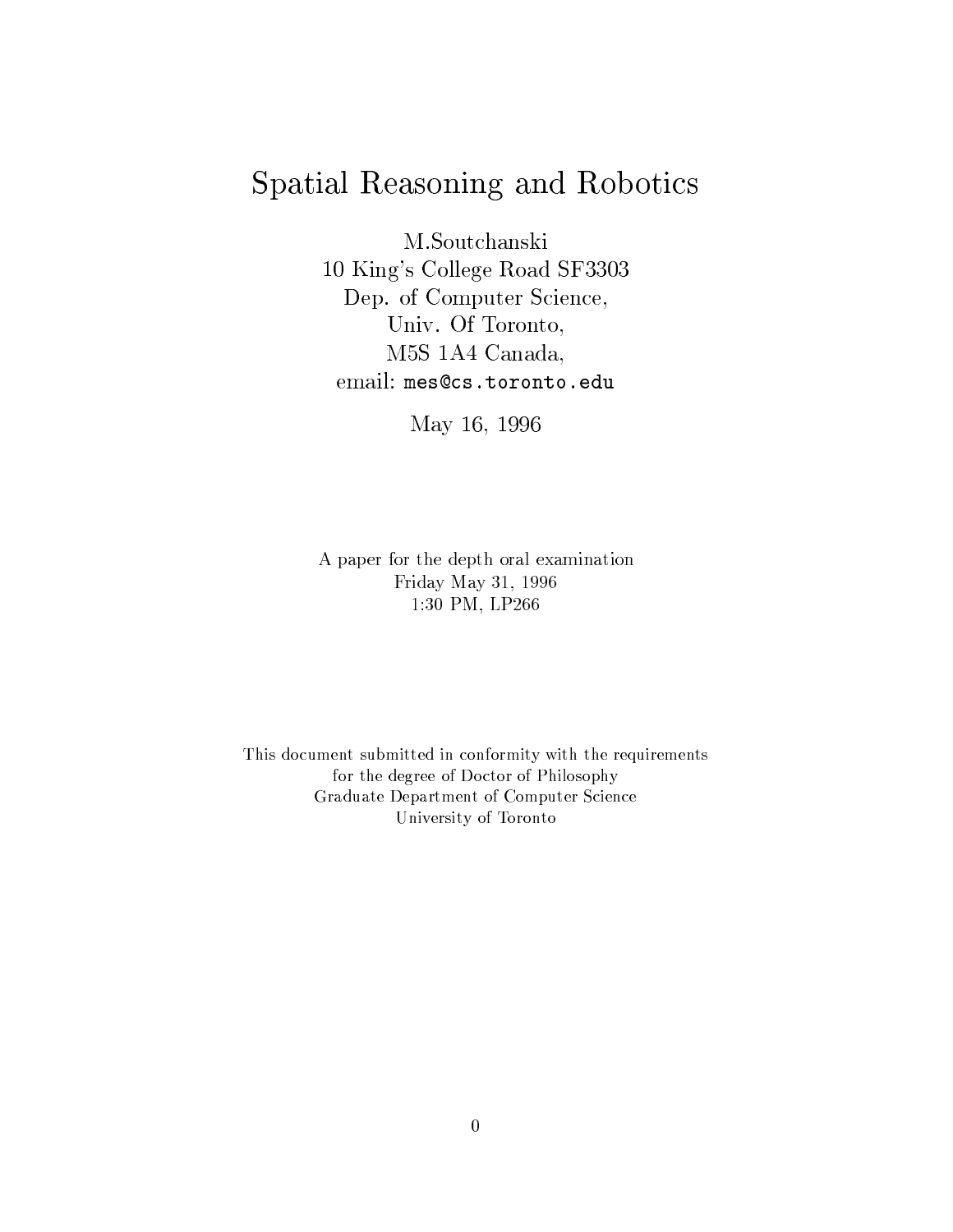# Spatial Reasoning and Robotics

M.Soutchanski
10 King's College Road SF3303
Dep. of Computer Science,
Univ. Of Toronto,
M5S 1A4 Canada,
email: mes@cs.toronto.edu

May 16, 1996

A paper for the depth oral examination
Friday May 31, 1996
1:30 PM, LP266

This document submitted in conformity with the requirements
for the degree of Doctor of Philosophy
Graduate Department of Computer Science
University of Toronto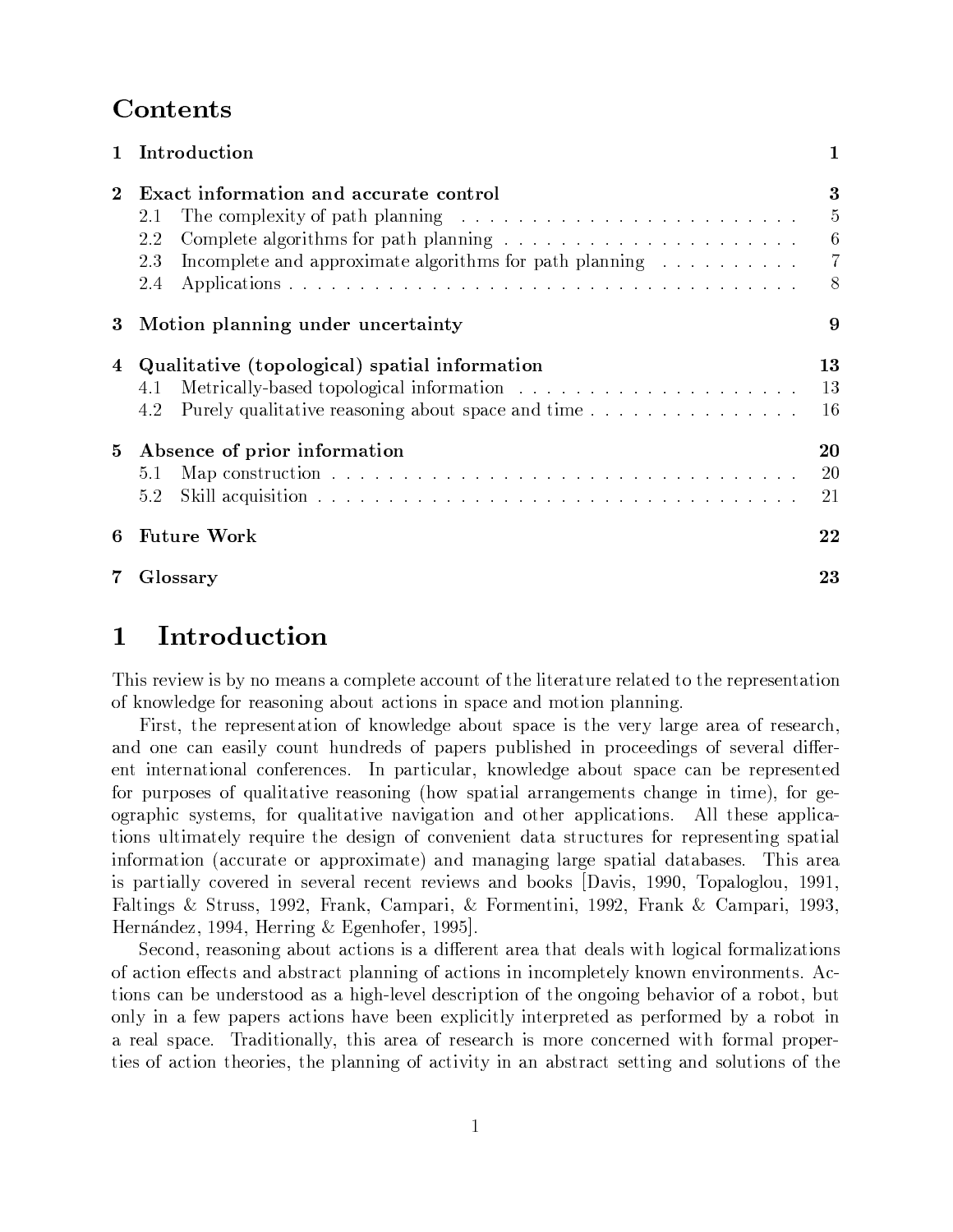# Contents

| | | |
|---|---|---|
| **1** | **Introduction** | **1** |
| **2** | **Exact information and accurate control** | **3** |
| | 2.1 The complexity of path planning | 5 |
| | 2.2 Complete algorithms for path planning | 6 |
| | 2.3 Incomplete and approximate algorithms for path planning | 7 |
| | 2.4 Applications | 8 |
| **3** | **Motion planning under uncertainty** | **9** |
| **4** | **Qualitative (topological) spatial information** | **13** |
| | 4.1 Metrically-based topological information | 13 |
| | 4.2 Purely qualitative reasoning about space and time | 16 |
| **5** | **Absence of prior information** | **20** |
| | 5.1 Map construction | 20 |
| | 5.2 Skill acquisition | 21 |
| **6** | **Future Work** | **22** |
| **7** | **Glossary** | **23** |

# 1 Introduction

This review is by no means a complete account of the literature related to the representation of knowledge for reasoning about actions in space and motion planning.

First, the representation of knowledge about space is the very large area of research, and one can easily count hundreds of papers published in proceedings of several different international conferences. In particular, knowledge about space can be represented for purposes of qualitative reasoning (how spatial arrangements change in time), for geographic systems, for qualitative navigation and other applications. All these applications ultimately require the design of convenient data structures for representing spatial information (accurate or approximate) and managing large spatial databases. This area is partially covered in several recent reviews and books [Davis, 1990, Topaloglou, 1991, Faltings & Struss, 1992, Frank, Campari, & Formentini, 1992, Frank & Campari, 1993, Hernández, 1994, Herring & Egenhofer, 1995].

Second, reasoning about actions is a different area that deals with logical formalizations of action effects and abstract planning of actions in incompletely known environments. Actions can be understood as a high-level description of the ongoing behavior of a robot, but only in a few papers actions have been explicitly interpreted as performed by a robot in a real space. Traditionally, this area of research is more concerned with formal properties of action theories, the planning of activity in an abstract setting and solutions of the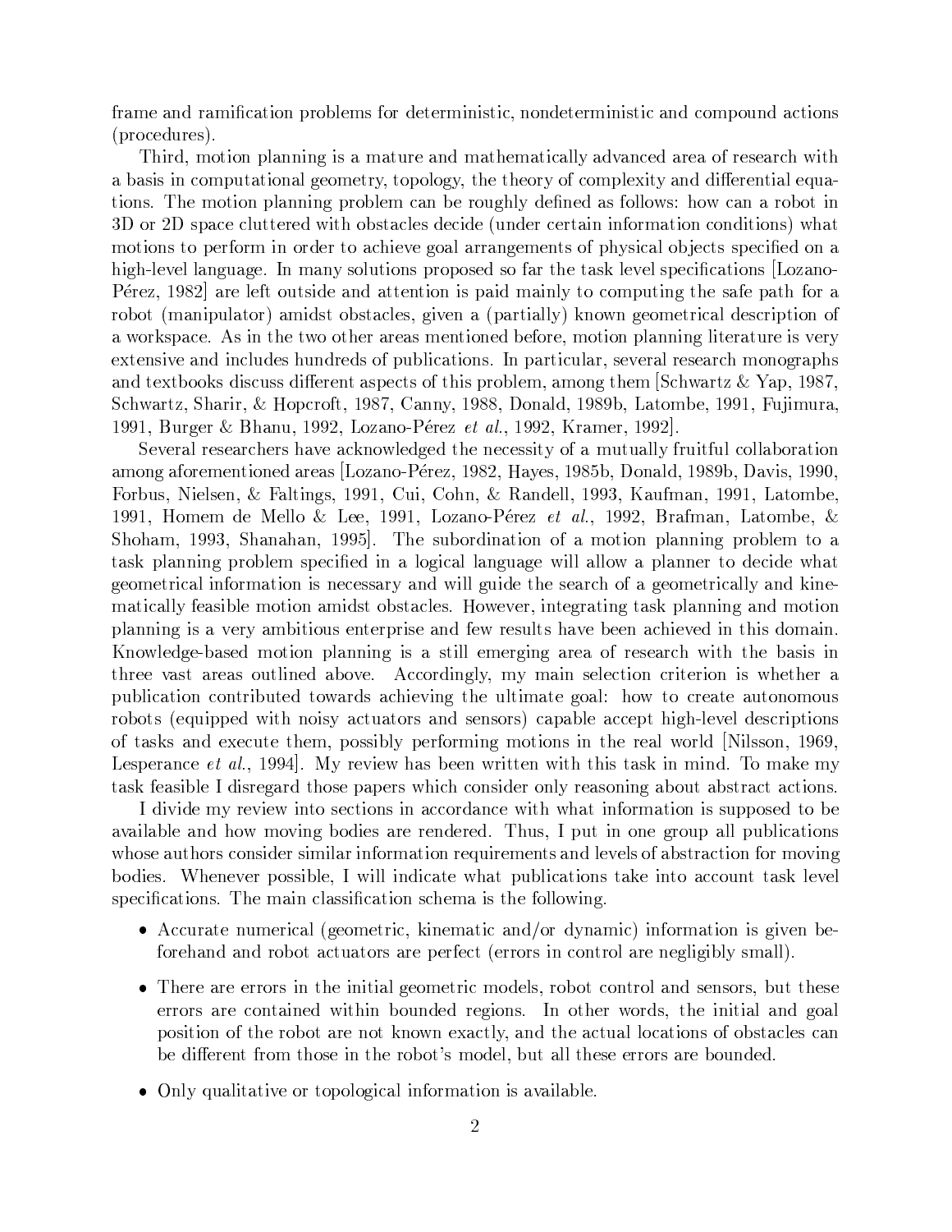frame and ramification problems for deterministic, nondeterministic and compound actions (procedures).

Third, motion planning is a mature and mathematically advanced area of research with a basis in computational geometry, topology, the theory of complexity and differential equations. The motion planning problem can be roughly defined as follows: how can a robot in 3D or 2D space cluttered with obstacles decide (under certain information conditions) what motions to perform in order to achieve goal arrangements of physical objects specified on a high-level language. In many solutions proposed so far the task level specifications [Lozano-Pérez, 1982] are left outside and attention is paid mainly to computing the safe path for a robot (manipulator) amidst obstacles, given a (partially) known geometrical description of a workspace. As in the two other areas mentioned before, motion planning literature is very extensive and includes hundreds of publications. In particular, several research monographs and textbooks discuss different aspects of this problem, among them [Schwartz & Yap, 1987, Schwartz, Sharir, & Hopcroft, 1987, Canny, 1988, Donald, 1989b, Latombe, 1991, Fujimura, 1991, Burger & Bhanu, 1992, Lozano-Pérez *et al.*, 1992, Kramer, 1992].

Several researchers have acknowledged the necessity of a mutually fruitful collaboration among aforementioned areas [Lozano-Pérez, 1982, Hayes, 1985b, Donald, 1989b, Davis, 1990, Forbus, Nielsen, & Faltings, 1991, Cui, Cohn, & Randell, 1993, Kaufman, 1991, Latombe, 1991, Homem de Mello & Lee, 1991, Lozano-Pérez *et al.*, 1992, Brafman, Latombe, & Shoham, 1993, Shanahan, 1995]. The subordination of a motion planning problem to a task planning problem specified in a logical language will allow a planner to decide what geometrical information is necessary and will guide the search of a geometrically and kinematically feasible motion amidst obstacles. However, integrating task planning and motion planning is a very ambitious enterprise and few results have been achieved in this domain. Knowledge-based motion planning is a still emerging area of research with the basis in three vast areas outlined above. Accordingly, my main selection criterion is whether a publication contributed towards achieving the ultimate goal: how to create autonomous robots (equipped with noisy actuators and sensors) capable accept high-level descriptions of tasks and execute them, possibly performing motions in the real world [Nilsson, 1969, Lesperance *et al.*, 1994]. My review has been written with this task in mind. To make my task feasible I disregard those papers which consider only reasoning about abstract actions.

I divide my review into sections in accordance with what information is supposed to be available and how moving bodies are rendered. Thus, I put in one group all publications whose authors consider similar information requirements and levels of abstraction for moving bodies. Whenever possible, I will indicate what publications take into account task level specifications. The main classification schema is the following.

- Accurate numerical (geometric, kinematic and/or dynamic) information is given beforehand and robot actuators are perfect (errors in control are negligibly small).
- There are errors in the initial geometric models, robot control and sensors, but these errors are contained within bounded regions. In other words, the initial and goal position of the robot are not known exactly, and the actual locations of obstacles can be different from those in the robot's model, but all these errors are bounded.
- Only qualitative or topological information is available.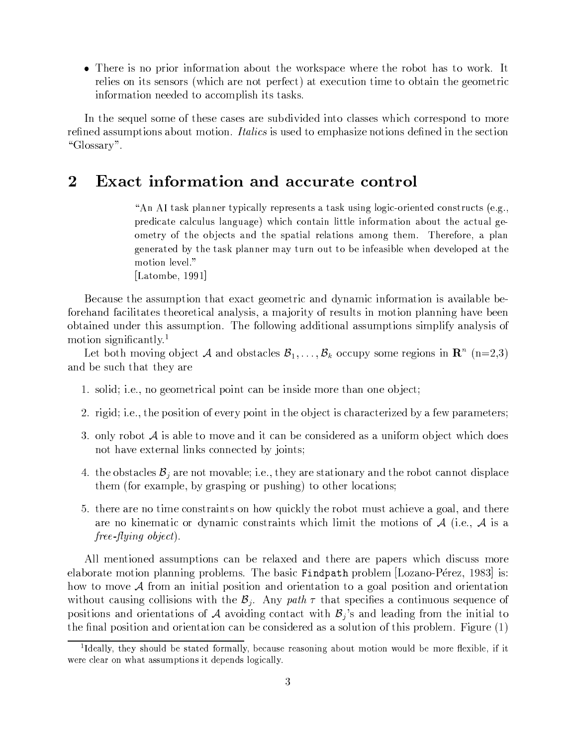- There is no prior information about the workspace where the robot has to work. It relies on its sensors (which are not perfect) at execution time to obtain the geometric information needed to accomplish its tasks.

In the sequel some of these cases are subdivided into classes which correspond to more refined assumptions about motion. *Italics* is used to emphasize notions defined in the section "Glossary".

## 2 Exact information and accurate control

> "An AI task planner typically represents a task using logic-oriented constructs (e.g., predicate calculus language) which contain little information about the actual geometry of the objects and the spatial relations among them. Therefore, a plan generated by the task planner may turn out to be infeasible when developed at the motion level."
> [Latombe, 1991]

Because the assumption that exact geometric and dynamic information is available beforehand facilitates theoretical analysis, a majority of results in motion planning have been obtained under this assumption. The following additional assumptions simplify analysis of motion significantly.[1]

Let both moving object $\mathcal{A}$ and obstacles $\mathcal{B}_1, \ldots, \mathcal{B}_k$ occupy some regions in $\mathbf{R}^n$ (n=2,3) and be such that they are

1. solid; i.e., no geometrical point can be inside more than one object;
2. rigid; i.e., the position of every point in the object is characterized by a few parameters;
3. only robot $\mathcal{A}$ is able to move and it can be considered as a uniform object which does not have external links connected by joints;
4. the obstacles $\mathcal{B}_j$ are not movable; i.e., they are stationary and the robot cannot displace them (for example, by grasping or pushing) to other locations;
5. there are no time constraints on how quickly the robot must achieve a goal, and there are no kinematic or dynamic constraints which limit the motions of $\mathcal{A}$ (i.e., $\mathcal{A}$ is a *free-flying object*).

All mentioned assumptions can be relaxed and there are papers which discuss more elaborate motion planning problems. The basic `Findpath` problem [Lozano-Pérez, 1983] is: how to move $\mathcal{A}$ from an initial position and orientation to a goal position and orientation without causing collisions with the $\mathcal{B}_j$. Any *path* $\tau$ that specifies a continuous sequence of positions and orientations of $\mathcal{A}$ avoiding contact with $\mathcal{B}_j$'s and leading from the initial to the final position and orientation can be considered as a solution of this problem. Figure (1)

[1] Ideally, they should be stated formally, because reasoning about motion would be more flexible, if it were clear on what assumptions it depends logically.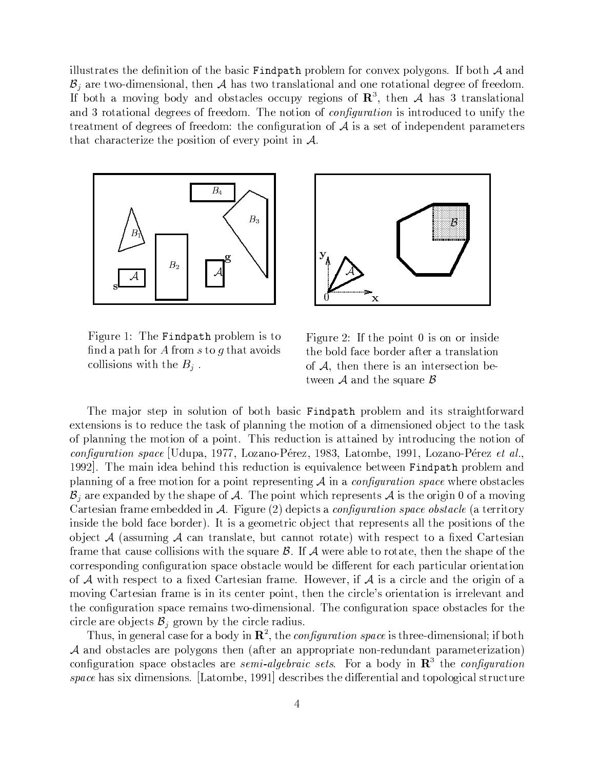illustrates the definition of the basic `Findpath` problem for convex polygons. If both $\mathcal{A}$ and $\mathcal{B}_j$ are two-dimensional, then $\mathcal{A}$ has two translational and one rotational degree of freedom. If both a moving body and obstacles occupy regions of $\mathbf{R}^3$, then $\mathcal{A}$ has 3 translational and 3 rotational degrees of freedom. The notion of *configuration* is introduced to unify the treatment of degrees of freedom: the configuration of $\mathcal{A}$ is a set of independent parameters that characterize the position of every point in $\mathcal{A}$.

Figure 1: The `Findpath` problem is to find a path for $A$ from $s$ to $g$ that avoids collisions with the $B_j$ .

Figure 2: If the point 0 is on or inside the bold face border after a translation of $\mathcal{A}$, then there is an intersection between $\mathcal{A}$ and the square $\mathcal{B}$

The major step in solution of both basic `Findpath` problem and its straightforward extensions is to reduce the task of planning the motion of a dimensioned object to the task of planning the motion of a point. This reduction is attained by introducing the notion of *configuration space* [Udupa, 1977, Lozano-Pérez, 1983, Latombe, 1991, Lozano-Pérez *et al.*, 1992]. The main idea behind this reduction is equivalence between `Findpath` problem and planning of a free motion for a point representing $\mathcal{A}$ in a *configuration space* where obstacles $\mathcal{B}_j$ are expanded by the shape of $\mathcal{A}$. The point which represents $\mathcal{A}$ is the origin 0 of a moving Cartesian frame embedded in $\mathcal{A}$. Figure (2) depicts a *configuration space obstacle* (a territory inside the bold face border). It is a geometric object that represents all the positions of the object $\mathcal{A}$ (assuming $\mathcal{A}$ can translate, but cannot rotate) with respect to a fixed Cartesian frame that cause collisions with the square $\mathcal{B}$. If $\mathcal{A}$ were able to rotate, then the shape of the corresponding configuration space obstacle would be different for each particular orientation of $\mathcal{A}$ with respect to a fixed Cartesian frame. However, if $\mathcal{A}$ is a circle and the origin of a moving Cartesian frame is in its center point, then the circle's orientation is irrelevant and the configuration space remains two-dimensional. The configuration space obstacles for the circle are objects $\mathcal{B}_j$ grown by the circle radius.

Thus, in general case for a body in $\mathbf{R}^2$, the *configuration space* is three-dimensional; if both $\mathcal{A}$ and obstacles are polygons then (after an appropriate non-redundant parameterization) configuration space obstacles are *semi-algebraic sets*. For a body in $\mathbf{R}^3$ the *configuration space* has six dimensions. [Latombe, 1991] describes the differential and topological structure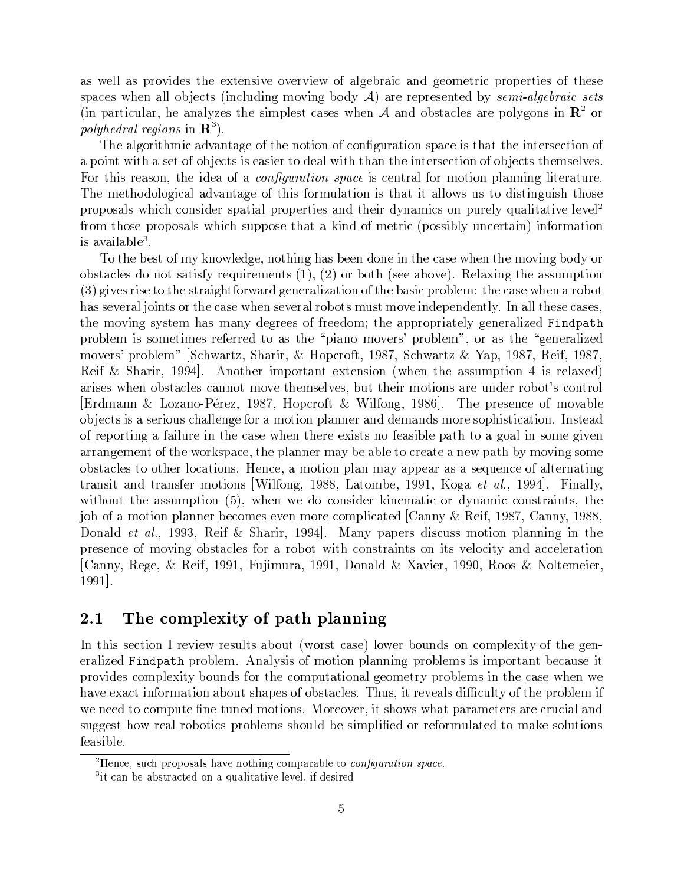as well as provides the extensive overview of algebraic and geometric properties of these spaces when all objects (including moving body $\mathcal{A}$) are represented by *semi-algebraic sets* (in particular, he analyzes the simplest cases when $\mathcal{A}$ and obstacles are polygons in $\mathbf{R}^2$ or *polyhedral regions* in $\mathbf{R}^3$).

The algorithmic advantage of the notion of configuration space is that the intersection of a point with a set of objects is easier to deal with than the intersection of objects themselves. For this reason, the idea of a *configuration space* is central for motion planning literature. The methodological advantage of this formulation is that it allows us to distinguish those proposals which consider spatial properties and their dynamics on purely qualitative level[2] from those proposals which suppose that a kind of metric (possibly uncertain) information is available[3].

To the best of my knowledge, nothing has been done in the case when the moving body or obstacles do not satisfy requirements (1), (2) or both (see above). Relaxing the assumption (3) gives rise to the straightforward generalization of the basic problem: the case when a robot has several joints or the case when several robots must move independently. In all these cases, the moving system has many degrees of freedom; the appropriately generalized `Findpath` problem is sometimes referred to as the "piano movers' problem", or as the "generalized movers' problem" [Schwartz, Sharir, & Hopcroft, 1987, Schwartz & Yap, 1987, Reif, 1987, Reif & Sharir, 1994]. Another important extension (when the assumption 4 is relaxed) arises when obstacles cannot move themselves, but their motions are under robot's control [Erdmann & Lozano-Pérez, 1987, Hopcroft & Wilfong, 1986]. The presence of movable objects is a serious challenge for a motion planner and demands more sophistication. Instead of reporting a failure in the case when there exists no feasible path to a goal in some given arrangement of the workspace, the planner may be able to create a new path by moving some obstacles to other locations. Hence, a motion plan may appear as a sequence of alternating transit and transfer motions [Wilfong, 1988, Latombe, 1991, Koga *et al.*, 1994]. Finally, without the assumption (5), when we do consider kinematic or dynamic constraints, the job of a motion planner becomes even more complicated [Canny & Reif, 1987, Canny, 1988, Donald *et al.*, 1993, Reif & Sharir, 1994]. Many papers discuss motion planning in the presence of moving obstacles for a robot with constraints on its velocity and acceleration [Canny, Rege, & Reif, 1991, Fujimura, 1991, Donald & Xavier, 1990, Roos & Noltemeier, 1991].

## 2.1 The complexity of path planning

In this section I review results about (worst case) lower bounds on complexity of the generalized `Findpath` problem. Analysis of motion planning problems is important because it provides complexity bounds for the computational geometry problems in the case when we have exact information about shapes of obstacles. Thus, it reveals difficulty of the problem if we need to compute fine-tuned motions. Moreover, it shows what parameters are crucial and suggest how real robotics problems should be simplified or reformulated to make solutions feasible.

---

[2] Hence, such proposals have nothing comparable to *configuration space*.

[3] it can be abstracted on a qualitative level, if desired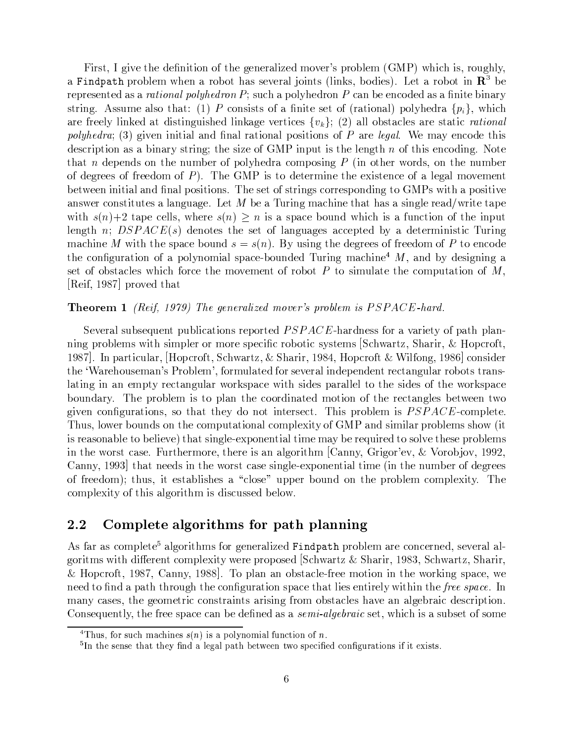First, I give the definition of the generalized mover's problem (GMP) which is, roughly, a `Findpath` problem when a robot has several joints (links, bodies). Let a robot in $\mathbf{R}^3$ be represented as a *rational polyhedron* $P$; such a polyhedron $P$ can be encoded as a finite binary string. Assume also that: (1) $P$ consists of a finite set of (rational) polyhedra $\{p_i\}$, which are freely linked at distinguished linkage vertices $\{v_k\}$; (2) all obstacles are static *rational polyhedra*; (3) given initial and final rational positions of $P$ are *legal*. We may encode this description as a binary string; the size of GMP input is the length $n$ of this encoding. Note that $n$ depends on the number of polyhedra composing $P$ (in other words, on the number of degrees of freedom of $P$). The GMP is to determine the existence of a legal movement between initial and final positions. The set of strings corresponding to GMPs with a positive answer constitutes a language. Let $M$ be a Turing machine that has a single read/write tape with $s(n)+2$ tape cells, where $s(n) \geq n$ is a space bound which is a function of the input length $n$; $DSPACE(s)$ denotes the set of languages accepted by a deterministic Turing machine $M$ with the space bound $s = s(n)$. By using the degrees of freedom of $P$ to encode the configuration of a polynomial space-bounded Turing machine[4] $M$, and by designing a set of obstacles which force the movement of robot $P$ to simulate the computation of $M$, [Reif, 1987] proved that

**Theorem 1** *(Reif, 1979) The generalized mover's problem is $PSPACE$-hard.*

Several subsequent publications reported $PSPACE$-hardness for a variety of path planning problems with simpler or more specific robotic systems [Schwartz, Sharir, & Hopcroft, 1987]. In particular, [Hopcroft, Schwartz, & Sharir, 1984, Hopcroft & Wilfong, 1986] consider the 'Warehouseman's Problem', formulated for several independent rectangular robots translating in an empty rectangular workspace with sides parallel to the sides of the workspace boundary. The problem is to plan the coordinated motion of the rectangles between two given configurations, so that they do not intersect. This problem is $PSPACE$-complete. Thus, lower bounds on the computational complexity of GMP and similar problems show (it is reasonable to believe) that single-exponential time may be required to solve these problems in the worst case. Furthermore, there is an algorithm [Canny, Grigor'ev, & Vorobjov, 1992, Canny, 1993] that needs in the worst case single-exponential time (in the number of degrees of freedom); thus, it establishes a "close" upper bound on the problem complexity. The complexity of this algorithm is discussed below.

## 2.2 Complete algorithms for path planning

As far as complete[5] algorithms for generalized `Findpath` problem are concerned, several algoritms with different complexity were proposed [Schwartz & Sharir, 1983, Schwartz, Sharir, & Hopcroft, 1987, Canny, 1988]. To plan an obstacle-free motion in the working space, we need to find a path through the configuration space that lies entirely within the *free space*. In many cases, the geometric constraints arising from obstacles have an algebraic description. Consequently, the free space can be defined as a *semi-algebraic* set, which is a subset of some

[4] Thus, for such machines $s(n)$ is a polynomial function of $n$.

[5] In the sense that they find a legal path between two specified configurations if it exists.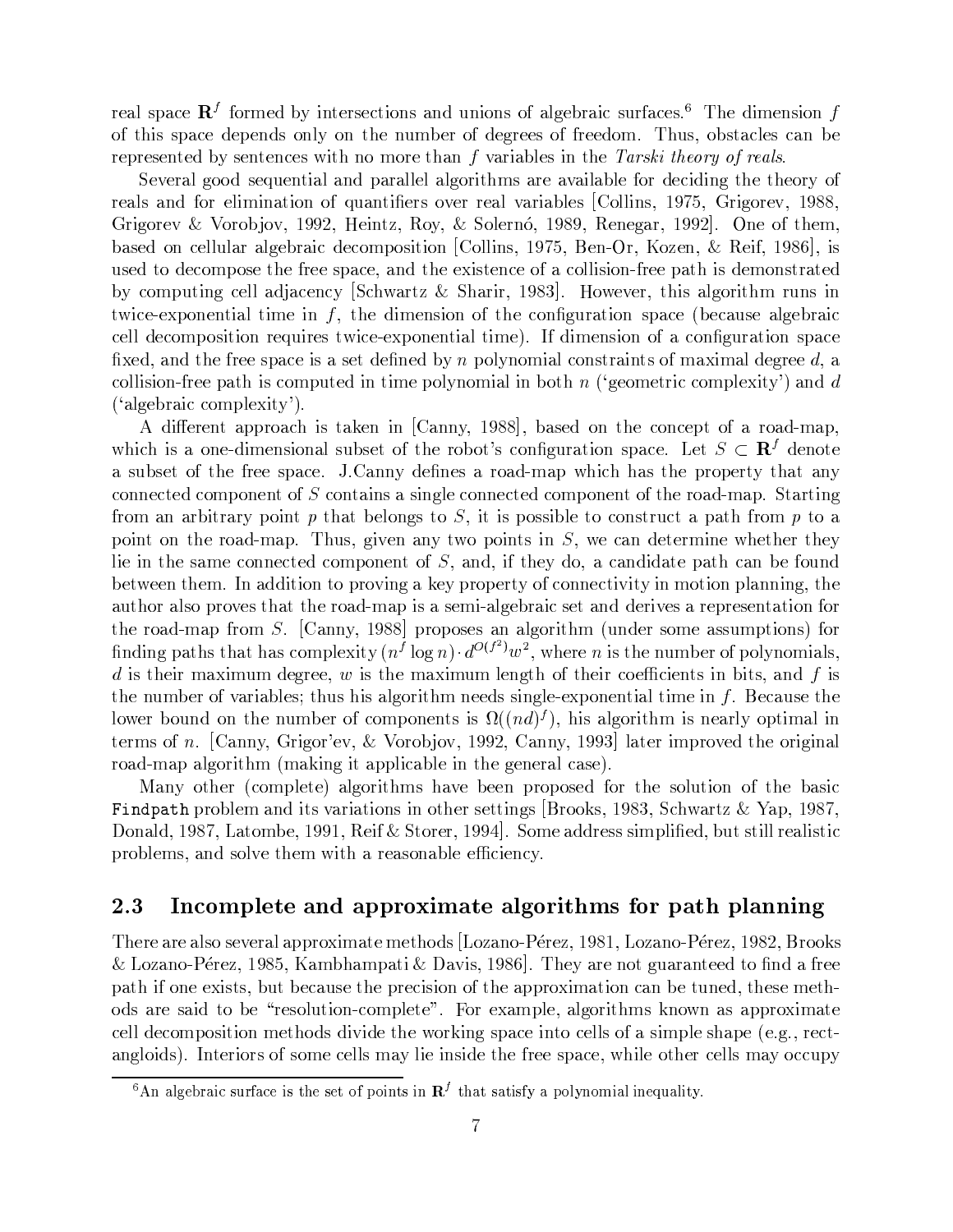real space $\mathbf{R}^f$ formed by intersections and unions of algebraic surfaces.[6] The dimension $f$ of this space depends only on the number of degrees of freedom. Thus, obstacles can be represented by sentences with no more than $f$ variables in the *Tarski theory of reals*.

Several good sequential and parallel algorithms are available for deciding the theory of reals and for elimination of quantifiers over real variables [Collins, 1975, Grigorev, 1988, Grigorev & Vorobjov, 1992, Heintz, Roy, & Solernó, 1989, Renegar, 1992]. One of them, based on cellular algebraic decomposition [Collins, 1975, Ben-Or, Kozen, & Reif, 1986], is used to decompose the free space, and the existence of a collision-free path is demonstrated by computing cell adjacency [Schwartz & Sharir, 1983]. However, this algorithm runs in twice-exponential time in $f$, the dimension of the configuration space (because algebraic cell decomposition requires twice-exponential time). If dimension of a configuration space fixed, and the free space is a set defined by $n$ polynomial constraints of maximal degree $d$, a collision-free path is computed in time polynomial in both $n$ ('geometric complexity') and $d$ ('algebraic complexity').

A different approach is taken in [Canny, 1988], based on the concept of a road-map, which is a one-dimensional subset of the robot's configuration space. Let $S \subset \mathbf{R}^f$ denote a subset of the free space. J.Canny defines a road-map which has the property that any connected component of $S$ contains a single connected component of the road-map. Starting from an arbitrary point $p$ that belongs to $S$, it is possible to construct a path from $p$ to a point on the road-map. Thus, given any two points in $S$, we can determine whether they lie in the same connected component of $S$, and, if they do, a candidate path can be found between them. In addition to proving a key property of connectivity in motion planning, the author also proves that the road-map is a semi-algebraic set and derives a representation for the road-map from $S$. [Canny, 1988] proposes an algorithm (under some assumptions) for finding paths that has complexity $(n^f \log n) \cdot d^{O(f^2)} w^2$, where $n$ is the number of polynomials, $d$ is their maximum degree, $w$ is the maximum length of their coefficients in bits, and $f$ is the number of variables; thus his algorithm needs single-exponential time in $f$. Because the lower bound on the number of components is $\Omega((nd)^f)$, his algorithm is nearly optimal in terms of $n$. [Canny, Grigor'ev, & Vorobjov, 1992, Canny, 1993] later improved the original road-map algorithm (making it applicable in the general case).

Many other (complete) algorithms have been proposed for the solution of the basic `Findpath` problem and its variations in other settings [Brooks, 1983, Schwartz & Yap, 1987, Donald, 1987, Latombe, 1991, Reif & Storer, 1994]. Some address simplified, but still realistic problems, and solve them with a reasonable efficiency.

## 2.3 Incomplete and approximate algorithms for path planning

There are also several approximate methods [Lozano-Pérez, 1981, Lozano-Pérez, 1982, Brooks & Lozano-Pérez, 1985, Kambhampati & Davis, 1986]. They are not guaranteed to find a free path if one exists, but because the precision of the approximation can be tuned, these methods are said to be "resolution-complete". For example, algorithms known as approximate cell decomposition methods divide the working space into cells of a simple shape (e.g., rectangloids). Interiors of some cells may lie inside the free space, while other cells may occupy

[6] An algebraic surface is the set of points in $\mathbf{R}^f$ that satisfy a polynomial inequality.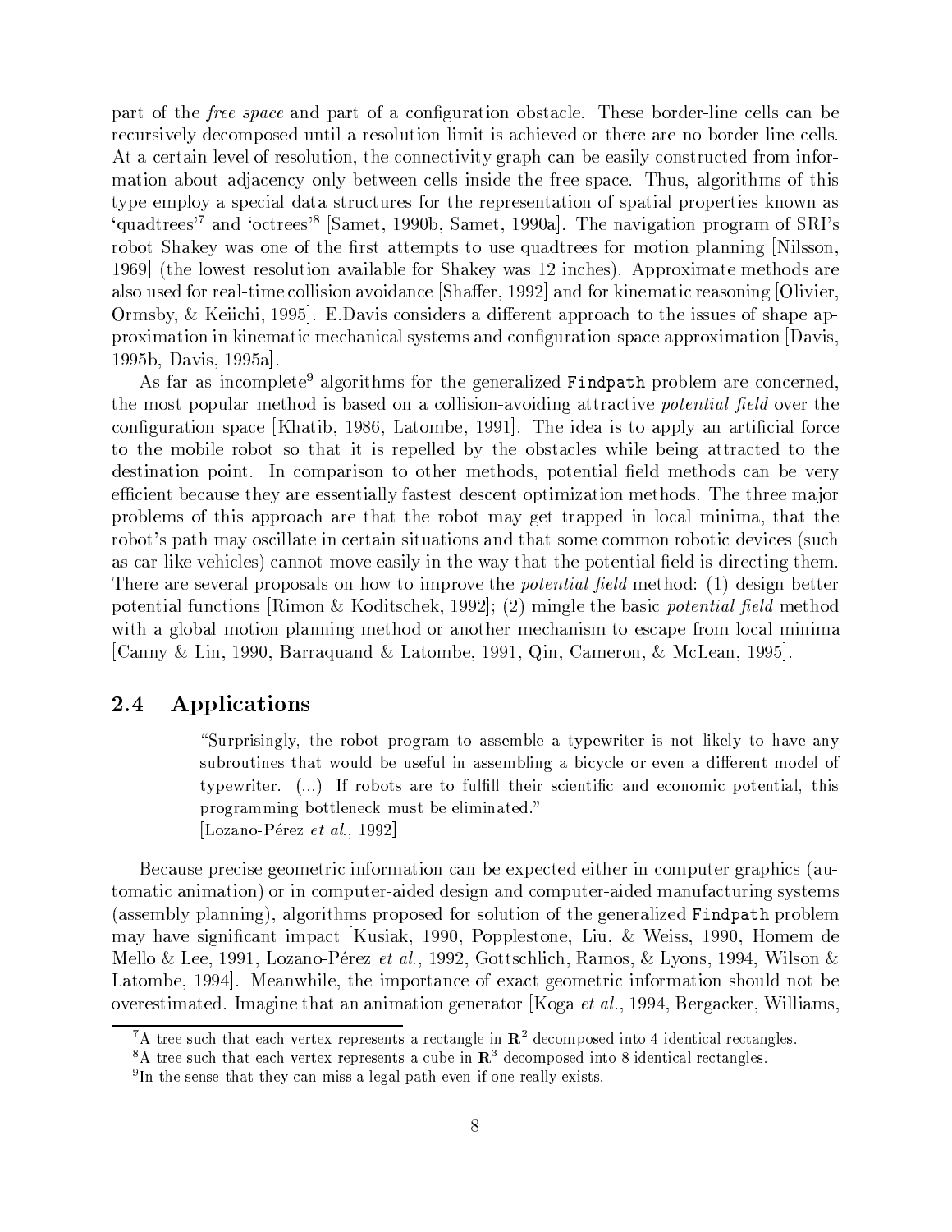part of the *free space* and part of a configuration obstacle. These border-line cells can be recursively decomposed until a resolution limit is achieved or there are no border-line cells. At a certain level of resolution, the connectivity graph can be easily constructed from information about adjacency only between cells inside the free space. Thus, algorithms of this type employ a special data structures for the representation of spatial properties known as 'quadtrees'[7] and 'octrees'[8] [Samet, 1990b, Samet, 1990a]. The navigation program of SRI's robot Shakey was one of the first attempts to use quadtrees for motion planning [Nilsson, 1969] (the lowest resolution available for Shakey was 12 inches). Approximate methods are also used for real-time collision avoidance [Shaffer, 1992] and for kinematic reasoning [Olivier, Ormsby, & Keiichi, 1995]. E.Davis considers a different approach to the issues of shape approximation in kinematic mechanical systems and configuration space approximation [Davis, 1995b, Davis, 1995a].

As far as incomplete[9] algorithms for the generalized `Findpath` problem are concerned, the most popular method is based on a collision-avoiding attractive *potential field* over the configuration space [Khatib, 1986, Latombe, 1991]. The idea is to apply an artificial force to the mobile robot so that it is repelled by the obstacles while being attracted to the destination point. In comparison to other methods, potential field methods can be very efficient because they are essentially fastest descent optimization methods. The three major problems of this approach are that the robot may get trapped in local minima, that the robot's path may oscillate in certain situations and that some common robotic devices (such as car-like vehicles) cannot move easily in the way that the potential field is directing them. There are several proposals on how to improve the *potential field* method: (1) design better potential functions [Rimon & Koditschek, 1992]; (2) mingle the basic *potential field* method with a global motion planning method or another mechanism to escape from local minima [Canny & Lin, 1990, Barraquand & Latombe, 1991, Qin, Cameron, & McLean, 1995].

## 2.4 Applications

> "Surprisingly, the robot program to assemble a typewriter is not likely to have any subroutines that would be useful in assembling a bicycle or even a different model of typewriter. (...) If robots are to fulfill their scientific and economic potential, this programming bottleneck must be eliminated."
> [Lozano-Pérez *et al.*, 1992]

Because precise geometric information can be expected either in computer graphics (automatic animation) or in computer-aided design and computer-aided manufacturing systems (assembly planning), algorithms proposed for solution of the generalized `Findpath` problem may have significant impact [Kusiak, 1990, Popplestone, Liu, & Weiss, 1990, Homem de Mello & Lee, 1991, Lozano-Pérez *et al.*, 1992, Gottschlich, Ramos, & Lyons, 1994, Wilson & Latombe, 1994]. Meanwhile, the importance of exact geometric information should not be overestimated. Imagine that an animation generator [Koga *et al.*, 1994, Bergacker, Williams,

---

[7] A tree such that each vertex represents a rectangle in $\mathbf{R}^2$ decomposed into 4 identical rectangles.

[8] A tree such that each vertex represents a cube in $\mathbf{R}^3$ decomposed into 8 identical rectangles.

[9] In the sense that they can miss a legal path even if one really exists.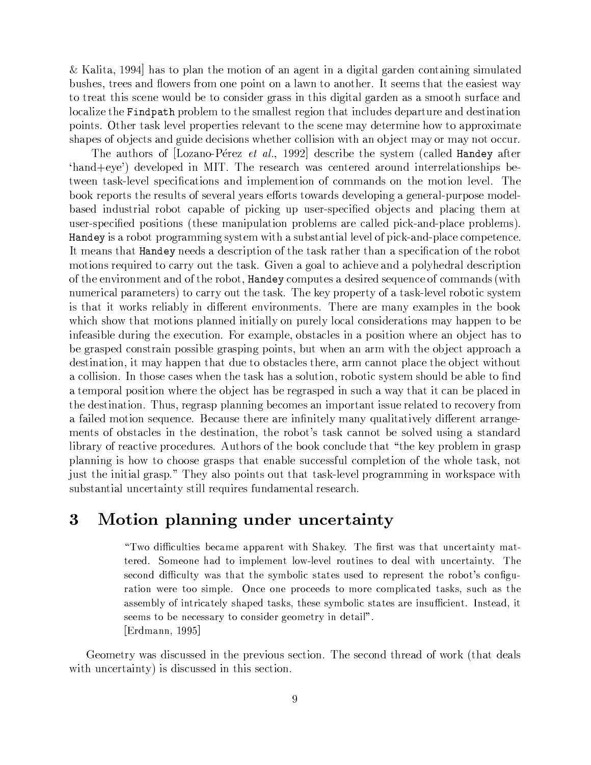& Kalita, 1994] has to plan the motion of an agent in a digital garden containing simulated bushes, trees and flowers from one point on a lawn to another. It seems that the easiest way to treat this scene would be to consider grass in this digital garden as a smooth surface and localize the `Findpath` problem to the smallest region that includes departure and destination points. Other task level properties relevant to the scene may determine how to approximate shapes of objects and guide decisions whether collision with an object may or may not occur.

The authors of [Lozano-Pérez *et al.*, 1992] describe the system (called `Handey` after 'hand+eye') developed in MIT. The research was centered around interrelationships between task-level specifications and implemention of commands on the motion level. The book reports the results of several years efforts towards developing a general-purpose model-based industrial robot capable of picking up user-specified objects and placing them at user-specified positions (these manipulation problems are called pick-and-place problems). `Handey` is a robot programming system with a substantial level of pick-and-place competence. It means that `Handey` needs a description of the task rather than a specification of the robot motions required to carry out the task. Given a goal to achieve and a polyhedral description of the environment and of the robot, `Handey` computes a desired sequence of commands (with numerical parameters) to carry out the task. The key property of a task-level robotic system is that it works reliably in different environments. There are many examples in the book which show that motions planned initially on purely local considerations may happen to be infeasible during the execution. For example, obstacles in a position where an object has to be grasped constrain possible grasping points, but when an arm with the object approach a destination, it may happen that due to obstacles there, arm cannot place the object without a collision. In those cases when the task has a solution, robotic system should be able to find a temporal position where the object has be regrasped in such a way that it can be placed in the destination. Thus, regrasp planning becomes an important issue related to recovery from a failed motion sequence. Because there are infinitely many qualitatively different arrangements of obstacles in the destination, the robot's task cannot be solved using a standard library of reactive procedures. Authors of the book conclude that "the key problem in grasp planning is how to choose grasps that enable successful completion of the whole task, not just the initial grasp." They also points out that task-level programming in workspace with substantial uncertainty still requires fundamental research.

# 3 Motion planning under uncertainty

> "Two difficulties became apparent with Shakey. The first was that uncertainty mattered. Someone had to implement low-level routines to deal with uncertainty. The second difficulty was that the symbolic states used to represent the robot's configuration were too simple. Once one proceeds to more complicated tasks, such as the assembly of intricately shaped tasks, these symbolic states are insufficient. Instead, it seems to be necessary to consider geometry in detail".
> [Erdmann, 1995]

Geometry was discussed in the previous section. The second thread of work (that deals with uncertainty) is discussed in this section.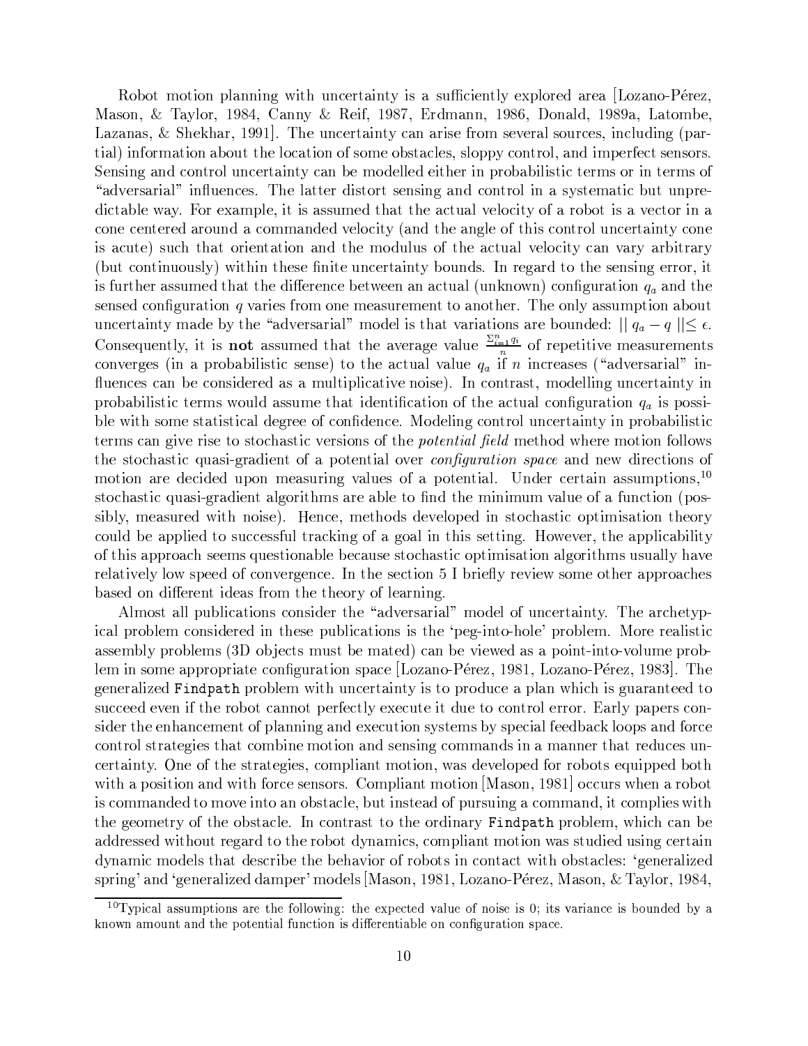Robot motion planning with uncertainty is a sufficiently explored area [Lozano-Pérez, Mason, & Taylor, 1984, Canny & Reif, 1987, Erdmann, 1986, Donald, 1989a, Latombe, Lazanas, & Shekhar, 1991]. The uncertainty can arise from several sources, including (partial) information about the location of some obstacles, sloppy control, and imperfect sensors. Sensing and control uncertainty can be modelled either in probabilistic terms or in terms of "adversarial" influences. The latter distort sensing and control in a systematic but unpredictable way. For example, it is assumed that the actual velocity of a robot is a vector in a cone centered around a commanded velocity (and the angle of this control uncertainty cone is acute) such that orientation and the modulus of the actual velocity can vary arbitrary (but continuously) within these finite uncertainty bounds. In regard to the sensing error, it is further assumed that the difference between an actual (unknown) configuration $q_a$ and the sensed configuration $q$ varies from one measurement to another. The only assumption about uncertainty made by the "adversarial" model is that variations are bounded: $\| q_a - q \| \leq \epsilon$. Consequently, it is **not** assumed that the average value $\frac{\sum_{i=1}^{n} q_i}{n}$ of repetitive measurements converges (in a probabilistic sense) to the actual value $q_a$ if $n$ increases ("adversarial" influences can be considered as a multiplicative noise). In contrast, modelling uncertainty in probabilistic terms would assume that identification of the actual configuration $q_a$ is possible with some statistical degree of confidence. Modeling control uncertainty in probabilistic terms can give rise to stochastic versions of the *potential field* method where motion follows the stochastic quasi-gradient of a potential over *configuration space* and new directions of motion are decided upon measuring values of a potential. Under certain assumptions,[10] stochastic quasi-gradient algorithms are able to find the minimum value of a function (possibly, measured with noise). Hence, methods developed in stochastic optimisation theory could be applied to successful tracking of a goal in this setting. However, the applicability of this approach seems questionable because stochastic optimisation algorithms usually have relatively low speed of convergence. In the section 5 I briefly review some other approaches based on different ideas from the theory of learning.

Almost all publications consider the "adversarial" model of uncertainty. The archetypical problem considered in these publications is the 'peg-into-hole' problem. More realistic assembly problems (3D objects must be mated) can be viewed as a point-into-volume problem in some appropriate configuration space [Lozano-Pérez, 1981, Lozano-Pérez, 1983]. The generalized `Findpath` problem with uncertainty is to produce a plan which is guaranteed to succeed even if the robot cannot perfectly execute it due to control error. Early papers consider the enhancement of planning and execution systems by special feedback loops and force control strategies that combine motion and sensing commands in a manner that reduces uncertainty. One of the strategies, compliant motion, was developed for robots equipped both with a position and with force sensors. Compliant motion [Mason, 1981] occurs when a robot is commanded to move into an obstacle, but instead of pursuing a command, it complies with the geometry of the obstacle. In contrast to the ordinary `Findpath` problem, which can be addressed without regard to the robot dynamics, compliant motion was studied using certain dynamic models that describe the behavior of robots in contact with obstacles: 'generalized spring' and 'generalized damper' models [Mason, 1981, Lozano-Pérez, Mason, & Taylor, 1984,

[10] Typical assumptions are the following: the expected value of noise is 0; its variance is bounded by a known amount and the potential function is differentiable on configuration space.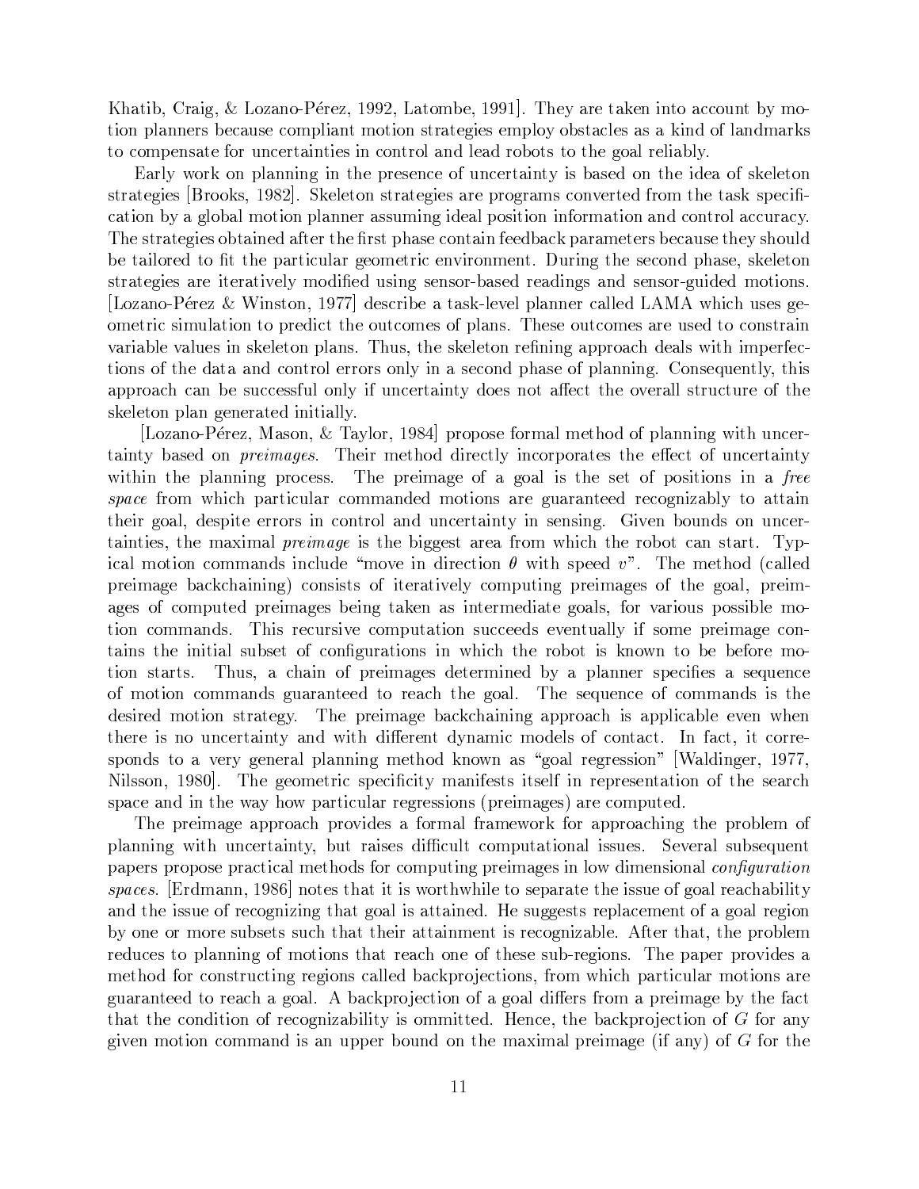Khatib, Craig, & Lozano-Pérez, 1992, Latombe, 1991]. They are taken into account by motion planners because compliant motion strategies employ obstacles as a kind of landmarks to compensate for uncertainties in control and lead robots to the goal reliably.

Early work on planning in the presence of uncertainty is based on the idea of skeleton strategies [Brooks, 1982]. Skeleton strategies are programs converted from the task specification by a global motion planner assuming ideal position information and control accuracy. The strategies obtained after the first phase contain feedback parameters because they should be tailored to fit the particular geometric environment. During the second phase, skeleton strategies are iteratively modified using sensor-based readings and sensor-guided motions. [Lozano-Pérez & Winston, 1977] describe a task-level planner called LAMA which uses geometric simulation to predict the outcomes of plans. These outcomes are used to constrain variable values in skeleton plans. Thus, the skeleton refining approach deals with imperfections of the data and control errors only in a second phase of planning. Consequently, this approach can be successful only if uncertainty does not affect the overall structure of the skeleton plan generated initially.

[Lozano-Pérez, Mason, & Taylor, 1984] propose formal method of planning with uncertainty based on *preimages*. Their method directly incorporates the effect of uncertainty within the planning process. The preimage of a goal is the set of positions in a *free space* from which particular commanded motions are guaranteed recognizably to attain their goal, despite errors in control and uncertainty in sensing. Given bounds on uncertainties, the maximal *preimage* is the biggest area from which the robot can start. Typical motion commands include "move in direction $\theta$ with speed $v$". The method (called preimage backchaining) consists of iteratively computing preimages of the goal, preimages of computed preimages being taken as intermediate goals, for various possible motion commands. This recursive computation succeeds eventually if some preimage contains the initial subset of configurations in which the robot is known to be before motion starts. Thus, a chain of preimages determined by a planner specifies a sequence of motion commands guaranteed to reach the goal. The sequence of commands is the desired motion strategy. The preimage backchaining approach is applicable even when there is no uncertainty and with different dynamic models of contact. In fact, it corresponds to a very general planning method known as "goal regression" [Waldinger, 1977, Nilsson, 1980]. The geometric specificity manifests itself in representation of the search space and in the way how particular regressions (preimages) are computed.

The preimage approach provides a formal framework for approaching the problem of planning with uncertainty, but raises difficult computational issues. Several subsequent papers propose practical methods for computing preimages in low dimensional *configuration spaces*. [Erdmann, 1986] notes that it is worthwhile to separate the issue of goal reachability and the issue of recognizing that goal is attained. He suggests replacement of a goal region by one or more subsets such that their attainment is recognizable. After that, the problem reduces to planning of motions that reach one of these sub-regions. The paper provides a method for constructing regions called backprojections, from which particular motions are guaranteed to reach a goal. A backprojection of a goal differs from a preimage by the fact that the condition of recognizability is ommitted. Hence, the backprojection of $G$ for any given motion command is an upper bound on the maximal preimage (if any) of $G$ for the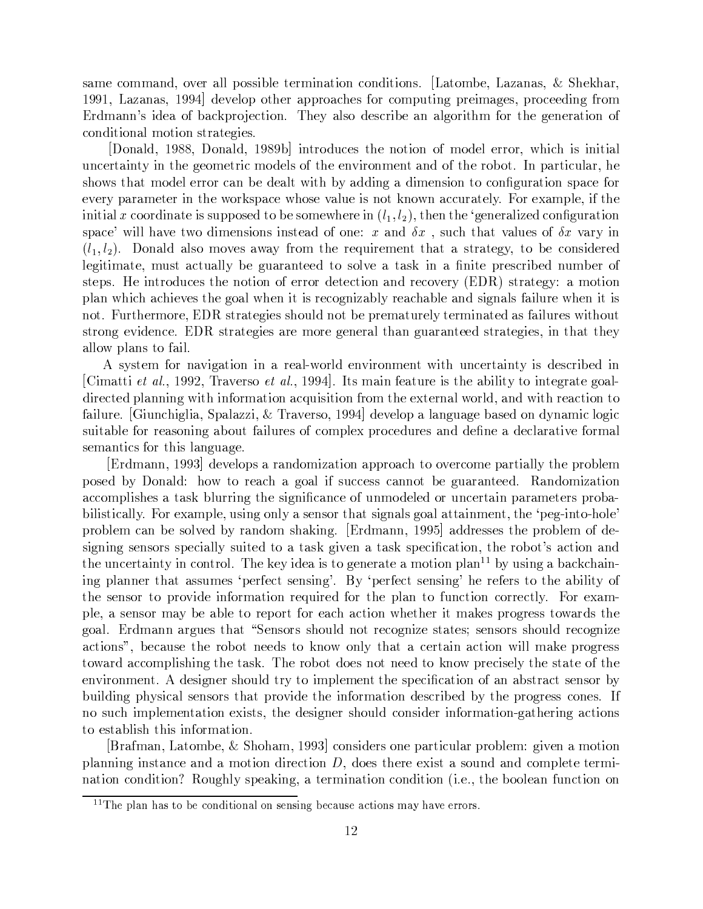same command, over all possible termination conditions. [Latombe, Lazanas, & Shekhar, 1991, Lazanas, 1994] develop other approaches for computing preimages, proceeding from Erdmann's idea of backprojection. They also describe an algorithm for the generation of conditional motion strategies.

[Donald, 1988, Donald, 1989b] introduces the notion of model error, which is initial uncertainty in the geometric models of the environment and of the robot. In particular, he shows that model error can be dealt with by adding a dimension to configuration space for every parameter in the workspace whose value is not known accurately. For example, if the initial $x$ coordinate is supposed to be somewhere in $(l_1, l_2)$, then the 'generalized configuration space' will have two dimensions instead of one: $x$ and $\delta x$ , such that values of $\delta x$ vary in $(l_1, l_2)$. Donald also moves away from the requirement that a strategy, to be considered legitimate, must actually be guaranteed to solve a task in a finite prescribed number of steps. He introduces the notion of error detection and recovery (EDR) strategy: a motion plan which achieves the goal when it is recognizably reachable and signals failure when it is not. Furthermore, EDR strategies should not be prematurely terminated as failures without strong evidence. EDR strategies are more general than guaranteed strategies, in that they allow plans to fail.

A system for navigation in a real-world environment with uncertainty is described in [Cimatti *et al.*, 1992, Traverso *et al.*, 1994]. Its main feature is the ability to integrate goal-directed planning with information acquisition from the external world, and with reaction to failure. [Giunchiglia, Spalazzi, & Traverso, 1994] develop a language based on dynamic logic suitable for reasoning about failures of complex procedures and define a declarative formal semantics for this language.

[Erdmann, 1993] develops a randomization approach to overcome partially the problem posed by Donald: how to reach a goal if success cannot be guaranteed. Randomization accomplishes a task blurring the significance of unmodeled or uncertain parameters probabilistically. For example, using only a sensor that signals goal attainment, the 'peg-into-hole' problem can be solved by random shaking. [Erdmann, 1995] addresses the problem of designing sensors specially suited to a task given a task specification, the robot's action and the uncertainty in control. The key idea is to generate a motion plan[11] by using a backchaining planner that assumes 'perfect sensing'. By 'perfect sensing' he refers to the ability of the sensor to provide information required for the plan to function correctly. For example, a sensor may be able to report for each action whether it makes progress towards the goal. Erdmann argues that "Sensors should not recognize states; sensors should recognize actions", because the robot needs to know only that a certain action will make progress toward accomplishing the task. The robot does not need to know precisely the state of the environment. A designer should try to implement the specification of an abstract sensor by building physical sensors that provide the information described by the progress cones. If no such implementation exists, the designer should consider information-gathering actions to establish this information.

[Brafman, Latombe, & Shoham, 1993] considers one particular problem: given a motion planning instance and a motion direction $D$, does there exist a sound and complete termination condition? Roughly speaking, a termination condition (i.e., the boolean function on

[11] The plan has to be conditional on sensing because actions may have errors.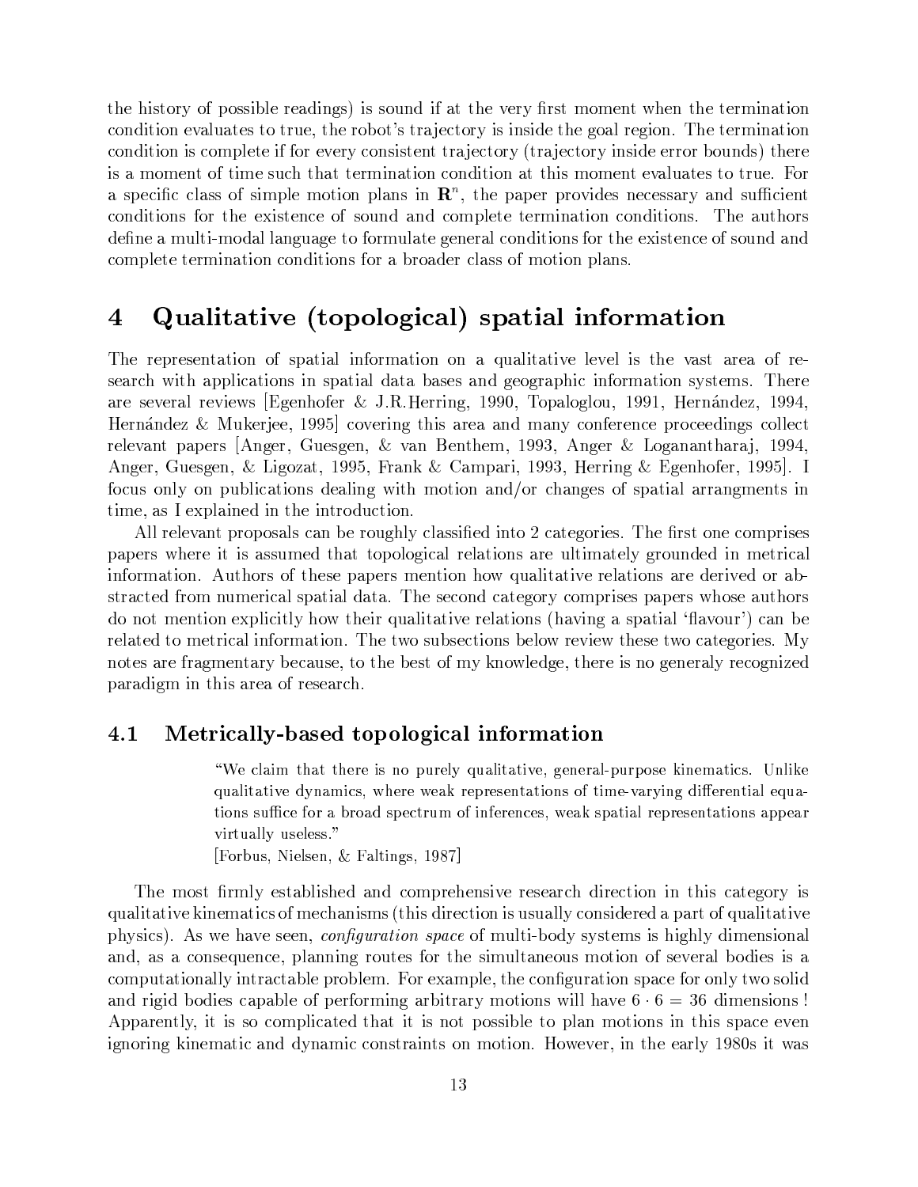the history of possible readings) is sound if at the very first moment when the termination condition evaluates to true, the robot's trajectory is inside the goal region. The termination condition is complete if for every consistent trajectory (trajectory inside error bounds) there is a moment of time such that termination condition at this moment evaluates to true. For a specific class of simple motion plans in $\mathbf{R}^n$, the paper provides necessary and sufficient conditions for the existence of sound and complete termination conditions. The authors define a multi-modal language to formulate general conditions for the existence of sound and complete termination conditions for a broader class of motion plans.

# 4 Qualitative (topological) spatial information

The representation of spatial information on a qualitative level is the vast area of research with applications in spatial data bases and geographic information systems. There are several reviews [Egenhofer & J.R.Herring, 1990, Topaloglou, 1991, Hernández, 1994, Hernández & Mukerjee, 1995] covering this area and many conference proceedings collect relevant papers [Anger, Guesgen, & van Benthem, 1993, Anger & Loganantharaj, 1994, Anger, Guesgen, & Ligozat, 1995, Frank & Campari, 1993, Herring & Egenhofer, 1995]. I focus only on publications dealing with motion and/or changes of spatial arrangments in time, as I explained in the introduction.

All relevant proposals can be roughly classified into 2 categories. The first one comprises papers where it is assumed that topological relations are ultimately grounded in metrical information. Authors of these papers mention how qualitative relations are derived or abstracted from numerical spatial data. The second category comprises papers whose authors do not mention explicitly how their qualitative relations (having a spatial 'flavour') can be related to metrical information. The two subsections below review these two categories. My notes are fragmentary because, to the best of my knowledge, there is no generaly recognized paradigm in this area of research.

## 4.1 Metrically-based topological information

> "We claim that there is no purely qualitative, general-purpose kinematics. Unlike qualitative dynamics, where weak representations of time-varying differential equations suffice for a broad spectrum of inferences, weak spatial representations appear virtually useless."
> [Forbus, Nielsen, & Faltings, 1987]

The most firmly established and comprehensive research direction in this category is qualitative kinematics of mechanisms (this direction is usually considered a part of qualitative physics). As we have seen, *configuration space* of multi-body systems is highly dimensional and, as a consequence, planning routes for the simultaneous motion of several bodies is a computationally intractable problem. For example, the configuration space for only two solid and rigid bodies capable of performing arbitrary motions will have $6 \cdot 6 = 36$ dimensions ! Apparently, it is so complicated that it is not possible to plan motions in this space even ignoring kinematic and dynamic constraints on motion. However, in the early 1980s it was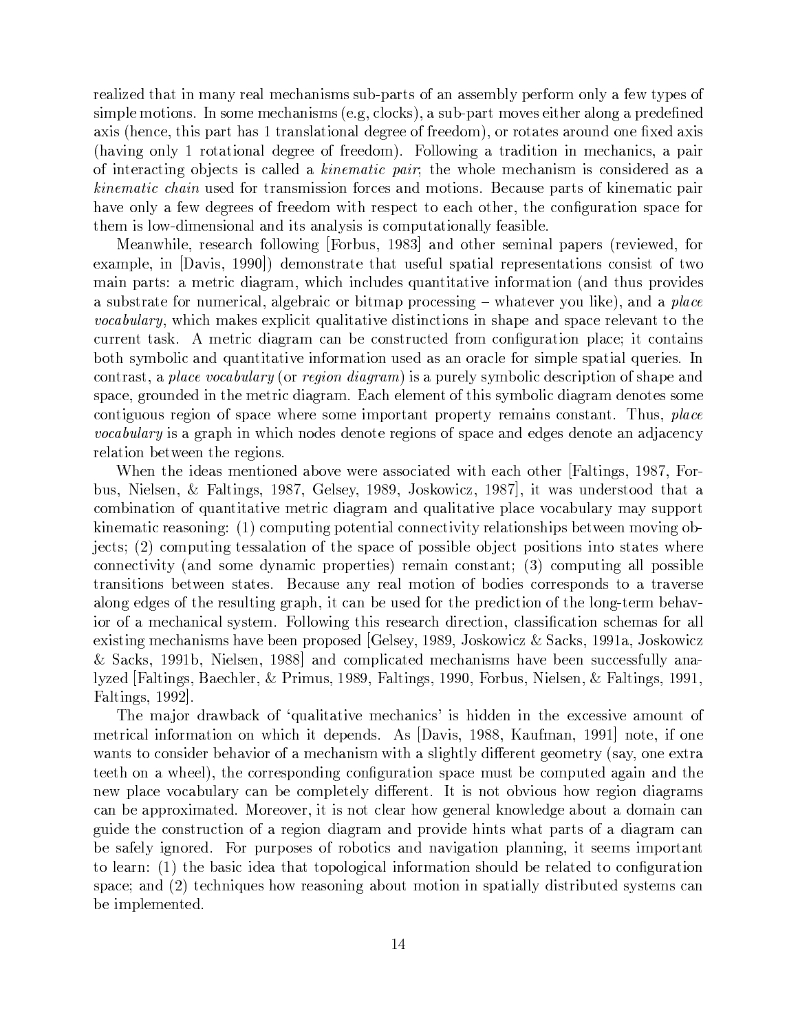realized that in many real mechanisms sub-parts of an assembly perform only a few types of simple motions. In some mechanisms (e.g, clocks), a sub-part moves either along a predefined axis (hence, this part has 1 translational degree of freedom), or rotates around one fixed axis (having only 1 rotational degree of freedom). Following a tradition in mechanics, a pair of interacting objects is called a *kinematic pair*; the whole mechanism is considered as a *kinematic chain* used for transmission forces and motions. Because parts of kinematic pair have only a few degrees of freedom with respect to each other, the configuration space for them is low-dimensional and its analysis is computationally feasible.

Meanwhile, research following [Forbus, 1983] and other seminal papers (reviewed, for example, in [Davis, 1990]) demonstrate that useful spatial representations consist of two main parts: a metric diagram, which includes quantitative information (and thus provides a substrate for numerical, algebraic or bitmap processing – whatever you like), and a *place vocabulary*, which makes explicit qualitative distinctions in shape and space relevant to the current task. A metric diagram can be constructed from configuration place; it contains both symbolic and quantitative information used as an oracle for simple spatial queries. In contrast, a *place vocabulary* (or *region diagram*) is a purely symbolic description of shape and space, grounded in the metric diagram. Each element of this symbolic diagram denotes some contiguous region of space where some important property remains constant. Thus, *place vocabulary* is a graph in which nodes denote regions of space and edges denote an adjacency relation between the regions.

When the ideas mentioned above were associated with each other [Faltings, 1987, Forbus, Nielsen, & Faltings, 1987, Gelsey, 1989, Joskowicz, 1987], it was understood that a combination of quantitative metric diagram and qualitative place vocabulary may support kinematic reasoning: (1) computing potential connectivity relationships between moving objects; (2) computing tessalation of the space of possible object positions into states where connectivity (and some dynamic properties) remain constant; (3) computing all possible transitions between states. Because any real motion of bodies corresponds to a traverse along edges of the resulting graph, it can be used for the prediction of the long-term behavior of a mechanical system. Following this research direction, classification schemas for all existing mechanisms have been proposed [Gelsey, 1989, Joskowicz & Sacks, 1991a, Joskowicz & Sacks, 1991b, Nielsen, 1988] and complicated mechanisms have been successfully analyzed [Faltings, Baechler, & Primus, 1989, Faltings, 1990, Forbus, Nielsen, & Faltings, 1991, Faltings, 1992].

The major drawback of 'qualitative mechanics' is hidden in the excessive amount of metrical information on which it depends. As [Davis, 1988, Kaufman, 1991] note, if one wants to consider behavior of a mechanism with a slightly different geometry (say, one extra teeth on a wheel), the corresponding configuration space must be computed again and the new place vocabulary can be completely different. It is not obvious how region diagrams can be approximated. Moreover, it is not clear how general knowledge about a domain can guide the construction of a region diagram and provide hints what parts of a diagram can be safely ignored. For purposes of robotics and navigation planning, it seems important to learn: (1) the basic idea that topological information should be related to configuration space; and (2) techniques how reasoning about motion in spatially distributed systems can be implemented.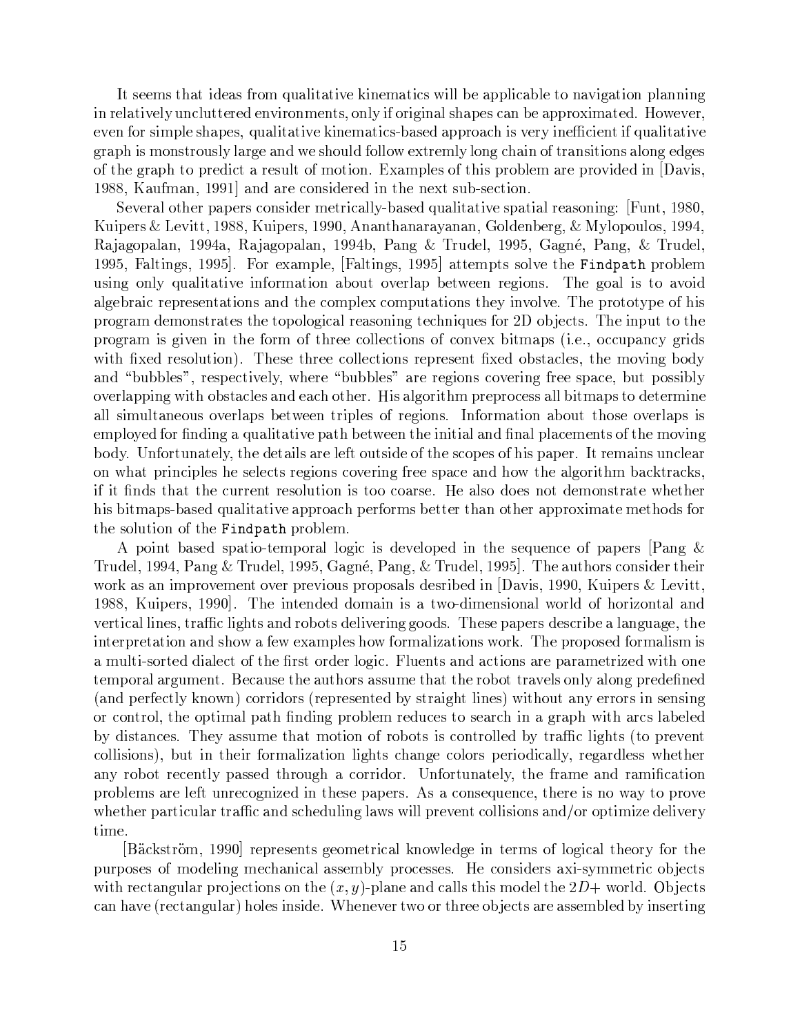It seems that ideas from qualitative kinematics will be applicable to navigation planning in relatively uncluttered environments, only if original shapes can be approximated. However, even for simple shapes, qualitative kinematics-based approach is very inefficient if qualitative graph is monstrously large and we should follow extremly long chain of transitions along edges of the graph to predict a result of motion. Examples of this problem are provided in [Davis, 1988, Kaufman, 1991] and are considered in the next sub-section.

Several other papers consider metrically-based qualitative spatial reasoning: [Funt, 1980, Kuipers & Levitt, 1988, Kuipers, 1990, Ananthanarayanan, Goldenberg, & Mylopoulos, 1994, Rajagopalan, 1994a, Rajagopalan, 1994b, Pang & Trudel, 1995, Gagné, Pang, & Trudel, 1995, Faltings, 1995]. For example, [Faltings, 1995] attempts solve the `Findpath` problem using only qualitative information about overlap between regions. The goal is to avoid algebraic representations and the complex computations they involve. The prototype of his program demonstrates the topological reasoning techniques for 2D objects. The input to the program is given in the form of three collections of convex bitmaps (i.e., occupancy grids with fixed resolution). These three collections represent fixed obstacles, the moving body and "bubbles", respectively, where "bubbles" are regions covering free space, but possibly overlapping with obstacles and each other. His algorithm preprocess all bitmaps to determine all simultaneous overlaps between triples of regions. Information about those overlaps is employed for finding a qualitative path between the initial and final placements of the moving body. Unfortunately, the details are left outside of the scopes of his paper. It remains unclear on what principles he selects regions covering free space and how the algorithm backtracks, if it finds that the current resolution is too coarse. He also does not demonstrate whether his bitmaps-based qualitative approach performs better than other approximate methods for the solution of the `Findpath` problem.

A point based spatio-temporal logic is developed in the sequence of papers [Pang & Trudel, 1994, Pang & Trudel, 1995, Gagné, Pang, & Trudel, 1995]. The authors consider their work as an improvement over previous proposals desribed in [Davis, 1990, Kuipers & Levitt, 1988, Kuipers, 1990]. The intended domain is a two-dimensional world of horizontal and vertical lines, traffic lights and robots delivering goods. These papers describe a language, the interpretation and show a few examples how formalizations work. The proposed formalism is a multi-sorted dialect of the first order logic. Fluents and actions are parametrized with one temporal argument. Because the authors assume that the robot travels only along predefined (and perfectly known) corridors (represented by straight lines) without any errors in sensing or control, the optimal path finding problem reduces to search in a graph with arcs labeled by distances. They assume that motion of robots is controlled by traffic lights (to prevent collisions), but in their formalization lights change colors periodically, regardless whether any robot recently passed through a corridor. Unfortunately, the frame and ramification problems are left unrecognized in these papers. As a consequence, there is no way to prove whether particular traffic and scheduling laws will prevent collisions and/or optimize delivery time.

[Bäckström, 1990] represents geometrical knowledge in terms of logical theory for the purposes of modeling mechanical assembly processes. He considers axi-symmetric objects with rectangular projections on the $(x, y)$-plane and calls this model the $2D+$ world. Objects can have (rectangular) holes inside. Whenever two or three objects are assembled by inserting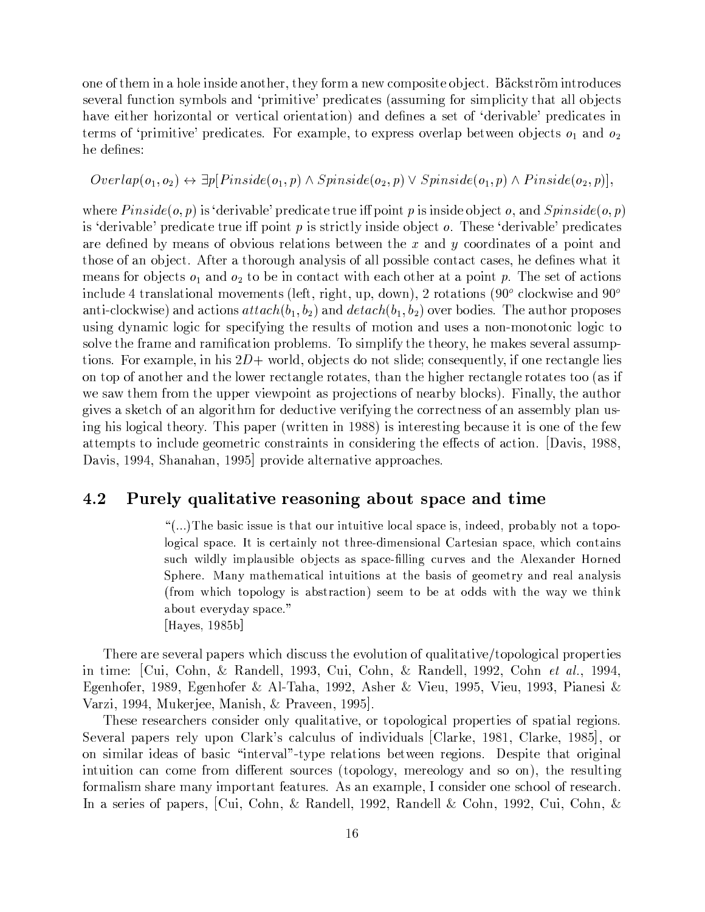one of them in a hole inside another, they form a new composite object. Bäckström introduces several function symbols and 'primitive' predicates (assuming for simplicity that all objects have either horizontal or vertical orientation) and defines a set of 'derivable' predicates in terms of 'primitive' predicates. For example, to express overlap between objects $o_1$ and $o_2$ he defines:

$$Overlap(o_1, o_2) \leftrightarrow \exists p[Pinside(o_1, p) \wedge Spinside(o_2, p) \vee Spinside(o_1, p) \wedge Pinside(o_2, p)],$$

where $Pinside(o, p)$ is 'derivable' predicate true iff point $p$ is inside object $o$, and $Spinside(o, p)$ is 'derivable' predicate true iff point $p$ is strictly inside object $o$. These 'derivable' predicates are defined by means of obvious relations between the $x$ and $y$ coordinates of a point and those of an object. After a thorough analysis of all possible contact cases, he defines what it means for objects $o_1$ and $o_2$ to be in contact with each other at a point $p$. The set of actions include 4 translational movements (left, right, up, down), 2 rotations ($90^o$ clockwise and $90^o$ anti-clockwise) and actions $attach(b_1, b_2)$ and $detach(b_1, b_2)$ over bodies. The author proposes using dynamic logic for specifying the results of motion and uses a non-monotonic logic to solve the frame and ramification problems. To simplify the theory, he makes several assumptions. For example, in his $2D+$ world, objects do not slide; consequently, if one rectangle lies on top of another and the lower rectangle rotates, than the higher rectangle rotates too (as if we saw them from the upper viewpoint as projections of nearby blocks). Finally, the author gives a sketch of an algorithm for deductive verifying the correctness of an assembly plan using his logical theory. This paper (written in 1988) is interesting because it is one of the few attempts to include geometric constraints in considering the effects of action. [Davis, 1988, Davis, 1994, Shanahan, 1995] provide alternative approaches.

## 4.2 Purely qualitative reasoning about space and time

> "(...)The basic issue is that our intuitive local space is, indeed, probably not a topological space. It is certainly not three-dimensional Cartesian space, which contains such wildly implausible objects as space-filling curves and the Alexander Horned Sphere. Many mathematical intuitions at the basis of geometry and real analysis (from which topology is abstraction) seem to be at odds with the way we think about everyday space."
> [Hayes, 1985b]

There are several papers which discuss the evolution of qualitative/topological properties in time: [Cui, Cohn, & Randell, 1993, Cui, Cohn, & Randell, 1992, Cohn *et al.*, 1994, Egenhofer, 1989, Egenhofer & Al-Taha, 1992, Asher & Vieu, 1995, Vieu, 1993, Pianesi & Varzi, 1994, Mukerjee, Manish, & Praveen, 1995].

These researchers consider only qualitative, or topological properties of spatial regions. Several papers rely upon Clark's calculus of individuals [Clarke, 1981, Clarke, 1985], or on similar ideas of basic "interval"-type relations between regions. Despite that original intuition can come from different sources (topology, mereology and so on), the resulting formalism share many important features. As an example, I consider one school of research. In a series of papers, [Cui, Cohn, & Randell, 1992, Randell & Cohn, 1992, Cui, Cohn, &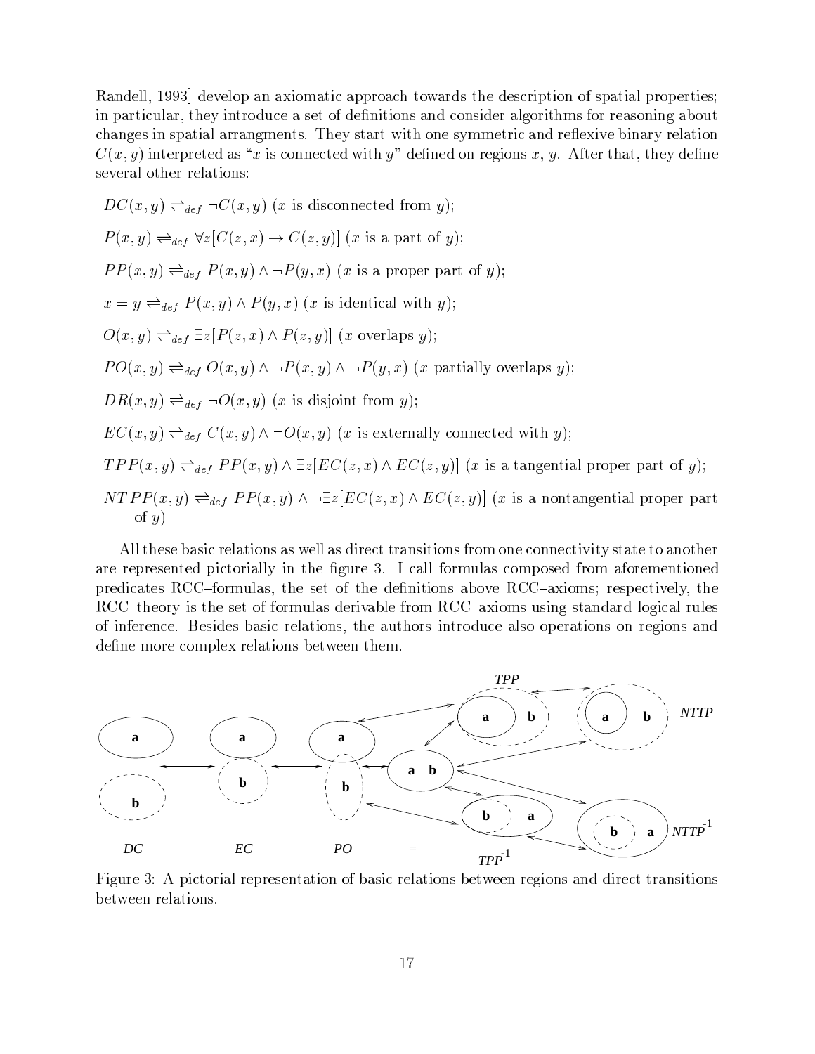Randell, 1993] develop an axiomatic approach towards the description of spatial properties; in particular, they introduce a set of definitions and consider algorithms for reasoning about changes in spatial arrangments. They start with one symmetric and reflexive binary relation $C(x, y)$ interpreted as "$x$ is connected with $y$" defined on regions $x$, $y$. After that, they define several other relations:

$DC(x, y) \rightleftharpoons_{def} \neg C(x, y)$ ($x$ is disconnected from $y$);

$P(x, y) \rightleftharpoons_{def} \forall z[C(z, x) \rightarrow C(z, y)]$ ($x$ is a part of $y$);

$PP(x, y) \rightleftharpoons_{def} P(x, y) \wedge \neg P(y, x)$ ($x$ is a proper part of $y$);

$x = y \rightleftharpoons_{def} P(x, y) \wedge P(y, x)$ ($x$ is identical with $y$);

$O(x, y) \rightleftharpoons_{def} \exists z[P(z, x) \wedge P(z, y)]$ ($x$ overlaps $y$);

$PO(x, y) \rightleftharpoons_{def} O(x, y) \wedge \neg P(x, y) \wedge \neg P(y, x)$ ($x$ partially overlaps $y$);

$DR(x, y) \rightleftharpoons_{def} \neg O(x, y)$ ($x$ is disjoint from $y$);

$EC(x, y) \rightleftharpoons_{def} C(x, y) \wedge \neg O(x, y)$ ($x$ is externally connected with $y$);

$TPP(x, y) \rightleftharpoons_{def} PP(x, y) \wedge \exists z[EC(z, x) \wedge EC(z, y)]$ ($x$ is a tangential proper part of $y$);

$NTPP(x, y) \rightleftharpoons_{def} PP(x, y) \wedge \neg \exists z[EC(z, x) \wedge EC(z, y)]$ ($x$ is a nontangential proper part of $y$)

All these basic relations as well as direct transitions from one connectivity state to another are represented pictorially in the figure 3. I call formulas composed from aforementioned predicates RCC–formulas, the set of the definitions above RCC–axioms; respectively, the RCC–theory is the set of formulas derivable from RCC–axioms using standard logical rules of inference. Besides basic relations, the authors introduce also operations on regions and define more complex relations between them.

Figure 3: A pictorial representation of basic relations between regions and direct transitions between relations.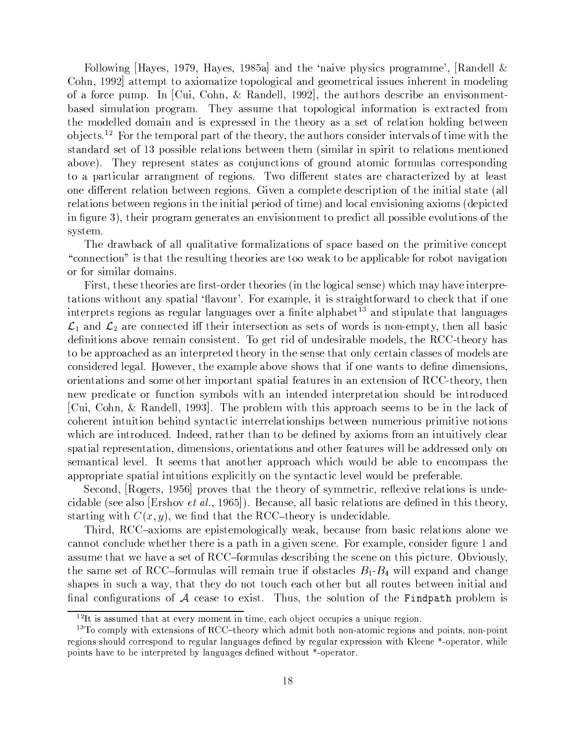Following [Hayes, 1979, Hayes, 1985a] and the 'naive physics programme', [Randell & Cohn, 1992] attempt to axiomatize topological and geometrical issues inherent in modeling of a force pump. In [Cui, Cohn, & Randell, 1992], the authors describe an envisonment-based simulation program. They assume that topological information is extracted from the modelled domain and is expressed in the theory as a set of relation holding between objects.[12] For the temporal part of the theory, the authors consider intervals of time with the standard set of 13 possible relations between them (similar in spirit to relations mentioned above). They represent states as conjunctions of ground atomic formulas corresponding to a particular arrangment of regions. Two different states are characterized by at least one different relation between regions. Given a complete description of the initial state (all relations between regions in the initial period of time) and local envisioning axioms (depicted in figure 3), their program generates an envisionment to predict all possible evolutions of the system.

The drawback of all qualitative formalizations of space based on the primitive concept "connection" is that the resulting theories are too weak to be applicable for robot navigation or for similar domains.

First, these theories are first-order theories (in the logical sense) which may have interpretations without any spatial 'flavour'. For example, it is straightforward to check that if one interprets regions as regular languages over a finite alphabet[13] and stipulate that languages $\mathcal{L}_1$ and $\mathcal{L}_2$ are connected iff their intersection as sets of words is non-empty, then all basic definitions above remain consistent. To get rid of undesirable models, the RCC-theory has to be approached as an interpreted theory in the sense that only certain classes of models are considered legal. However, the example above shows that if one wants to define dimensions, orientations and some other important spatial features in an extension of RCC-theory, then new predicate or function symbols with an intended interpretation should be introduced [Cui, Cohn, & Randell, 1993]. The problem with this approach seems to be in the lack of coherent intuition behind syntactic interrelationships between numerious primitive notions which are introduced. Indeed, rather than to be defined by axioms from an intuitively clear spatial representation, dimensions, orientations and other features will be addressed only on semantical level. It seems that another approach which would be able to encompass the appropriate spatial intuitions explicitly on the syntactic level would be preferable.

Second, [Rogers, 1956] proves that the theory of symmetric, reflexive relations is undecidable (see also [Ershov *et al.*, 1965]). Because, all basic relations are defined in this theory, starting with $C(x, y)$, we find that the RCC–theory is undecidable.

Third, RCC–axioms are epistemologically weak, because from basic relations alone we cannot conclude whether there is a path in a given scene. For example, consider figure 1 and assume that we have a set of RCC–formulas describing the scene on this picture. Obviously, the same set of RCC–formulas will remain true if obstacles $B_1$-$B_4$ will expand and change shapes in such a way, that they do not touch each other but all routes between initial and final configurations of $\mathcal{A}$ cease to exist. Thus, the solution of the `Findpath` problem is

[12] It is assumed that at every moment in time, each object occupies a unique region.

[13] To comply with extensions of RCC–theory which admit both non-atomic regions and points, non-point regions should correspond to regular languages defined by regular expression with Kleene *-operator, while points have to be interpreted by languages defined without *-operator.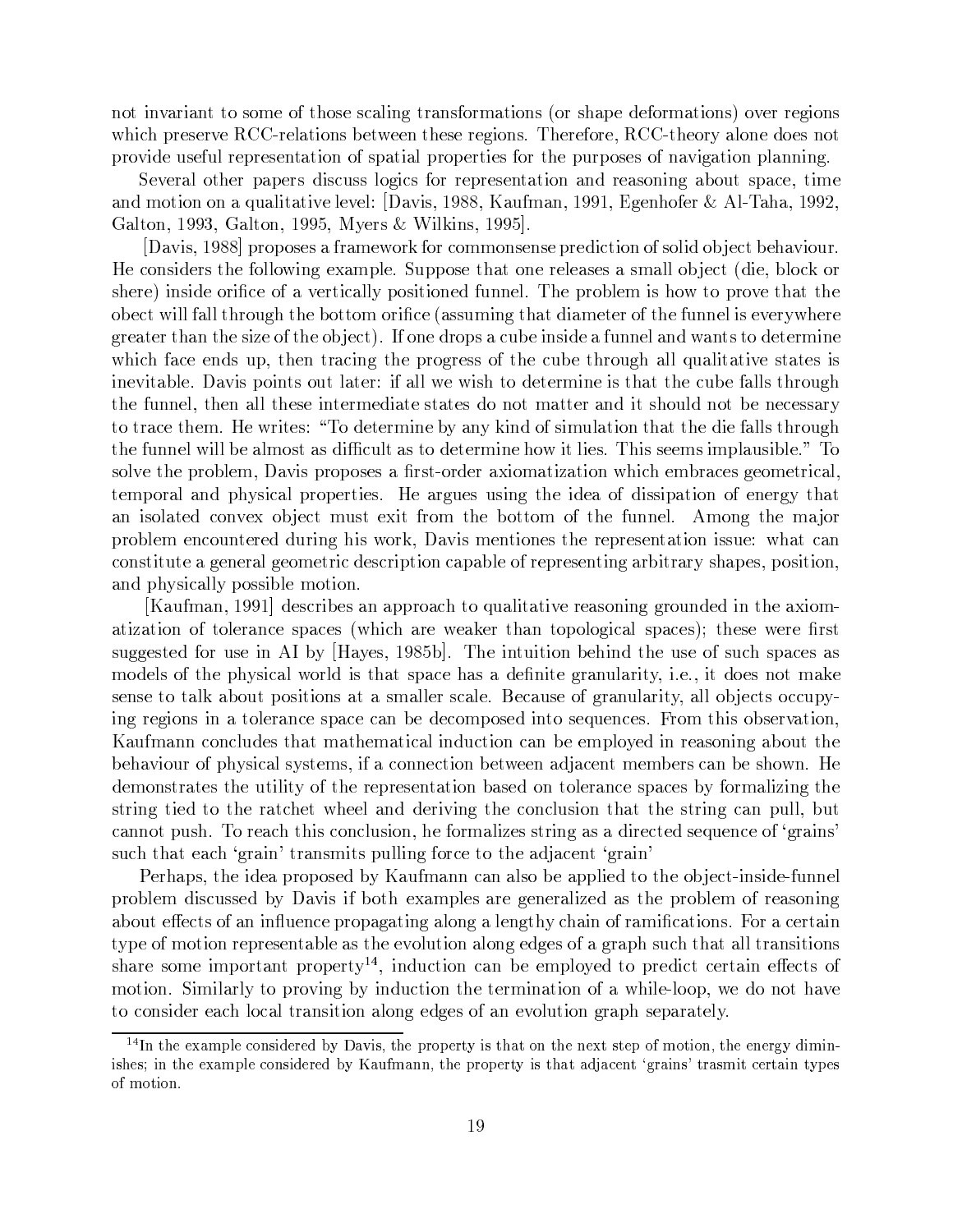not invariant to some of those scaling transformations (or shape deformations) over regions which preserve RCC-relations between these regions. Therefore, RCC-theory alone does not provide useful representation of spatial properties for the purposes of navigation planning.

Several other papers discuss logics for representation and reasoning about space, time and motion on a qualitative level: [Davis, 1988, Kaufman, 1991, Egenhofer & Al-Taha, 1992, Galton, 1993, Galton, 1995, Myers & Wilkins, 1995].

[Davis, 1988] proposes a framework for commonsense prediction of solid object behaviour. He considers the following example. Suppose that one releases a small object (die, block or shere) inside orifice of a vertically positioned funnel. The problem is how to prove that the obect will fall through the bottom orifice (assuming that diameter of the funnel is everywhere greater than the size of the object). If one drops a cube inside a funnel and wants to determine which face ends up, then tracing the progress of the cube through all qualitative states is inevitable. Davis points out later: if all we wish to determine is that the cube falls through the funnel, then all these intermediate states do not matter and it should not be necessary to trace them. He writes: "To determine by any kind of simulation that the die falls through the funnel will be almost as difficult as to determine how it lies. This seems implausible." To solve the problem, Davis proposes a first-order axiomatization which embraces geometrical, temporal and physical properties. He argues using the idea of dissipation of energy that an isolated convex object must exit from the bottom of the funnel. Among the major problem encountered during his work, Davis mentiones the representation issue: what can constitute a general geometric description capable of representing arbitrary shapes, position, and physically possible motion.

[Kaufman, 1991] describes an approach to qualitative reasoning grounded in the axiomatization of tolerance spaces (which are weaker than topological spaces); these were first suggested for use in AI by [Hayes, 1985b]. The intuition behind the use of such spaces as models of the physical world is that space has a definite granularity, i.e., it does not make sense to talk about positions at a smaller scale. Because of granularity, all objects occupying regions in a tolerance space can be decomposed into sequences. From this observation, Kaufmann concludes that mathematical induction can be employed in reasoning about the behaviour of physical systems, if a connection between adjacent members can be shown. He demonstrates the utility of the representation based on tolerance spaces by formalizing the string tied to the ratchet wheel and deriving the conclusion that the string can pull, but cannot push. To reach this conclusion, he formalizes string as a directed sequence of 'grains' such that each 'grain' transmits pulling force to the adjacent 'grain'

Perhaps, the idea proposed by Kaufmann can also be applied to the object-inside-funnel problem discussed by Davis if both examples are generalized as the problem of reasoning about effects of an influence propagating along a lengthy chain of ramifications. For a certain type of motion representable as the evolution along edges of a graph such that all transitions share some important property[14], induction can be employed to predict certain effects of motion. Similarly to proving by induction the termination of a while-loop, we do not have to consider each local transition along edges of an evolution graph separately.

[14] In the example considered by Davis, the property is that on the next step of motion, the energy diminishes; in the example considered by Kaufmann, the property is that adjacent 'grains' trasmit certain types of motion.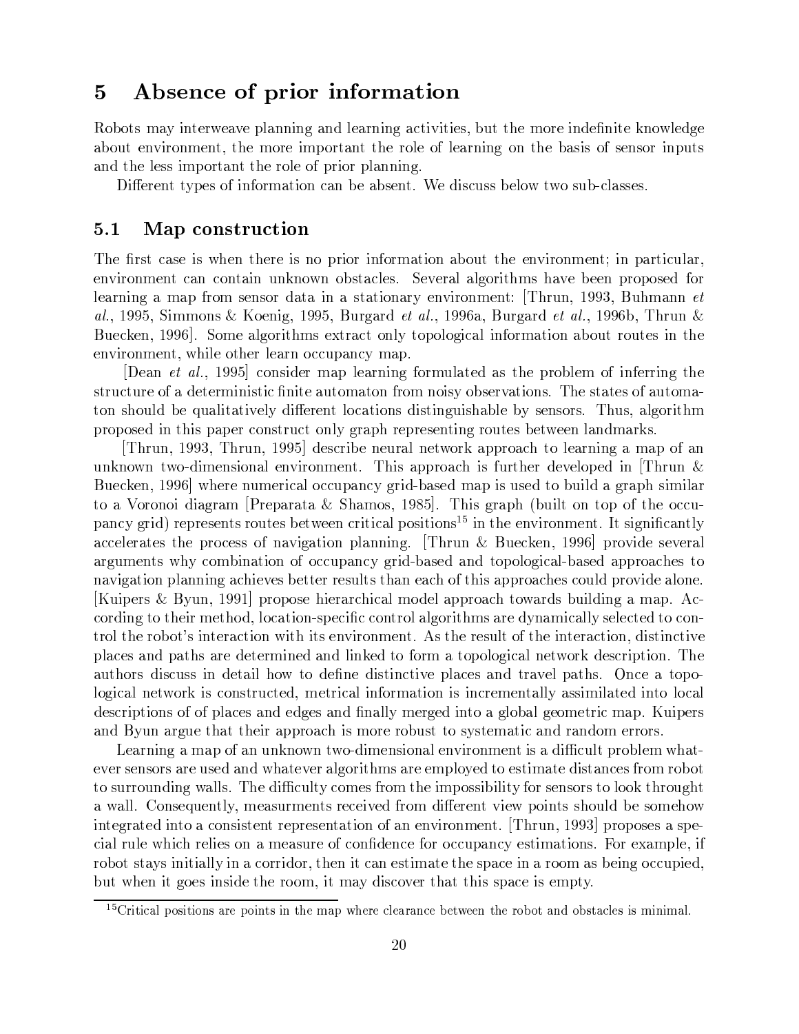# 5 Absence of prior information

Robots may interweave planning and learning activities, but the more indefinite knowledge about environment, the more important the role of learning on the basis of sensor inputs and the less important the role of prior planning.

Different types of information can be absent. We discuss below two sub-classes.

## 5.1 Map construction

The first case is when there is no prior information about the environment; in particular, environment can contain unknown obstacles. Several algorithms have been proposed for learning a map from sensor data in a stationary environment: [Thrun, 1993, Buhmann *et al.*, 1995, Simmons & Koenig, 1995, Burgard *et al.*, 1996a, Burgard *et al.*, 1996b, Thrun & Buecken, 1996]. Some algorithms extract only topological information about routes in the environment, while other learn occupancy map.

[Dean *et al.*, 1995] consider map learning formulated as the problem of inferring the structure of a deterministic finite automaton from noisy observations. The states of automaton should be qualitatively different locations distinguishable by sensors. Thus, algorithm proposed in this paper construct only graph representing routes between landmarks.

[Thrun, 1993, Thrun, 1995] describe neural network approach to learning a map of an unknown two-dimensional environment. This approach is further developed in [Thrun & Buecken, 1996] where numerical occupancy grid-based map is used to build a graph similar to a Voronoi diagram [Preparata & Shamos, 1985]. This graph (built on top of the occupancy grid) represents routes between critical positions[15] in the environment. It significantly accelerates the process of navigation planning. [Thrun & Buecken, 1996] provide several arguments why combination of occupancy grid-based and topological-based approaches to navigation planning achieves better results than each of this approaches could provide alone. [Kuipers & Byun, 1991] propose hierarchical model approach towards building a map. According to their method, location-specific control algorithms are dynamically selected to control the robot's interaction with its environment. As the result of the interaction, distinctive places and paths are determined and linked to form a topological network description. The authors discuss in detail how to define distinctive places and travel paths. Once a topological network is constructed, metrical information is incrementally assimilated into local descriptions of of places and edges and finally merged into a global geometric map. Kuipers and Byun argue that their approach is more robust to systematic and random errors.

Learning a map of an unknown two-dimensional environment is a difficult problem whatever sensors are used and whatever algorithms are employed to estimate distances from robot to surrounding walls. The difficulty comes from the impossibility for sensors to look throught a wall. Consequently, measurments received from different view points should be somehow integrated into a consistent representation of an environment. [Thrun, 1993] proposes a special rule which relies on a measure of confidence for occupancy estimations. For example, if robot stays initially in a corridor, then it can estimate the space in a room as being occupied, but when it goes inside the room, it may discover that this space is empty.

[15] Critical positions are points in the map where clearance between the robot and obstacles is minimal.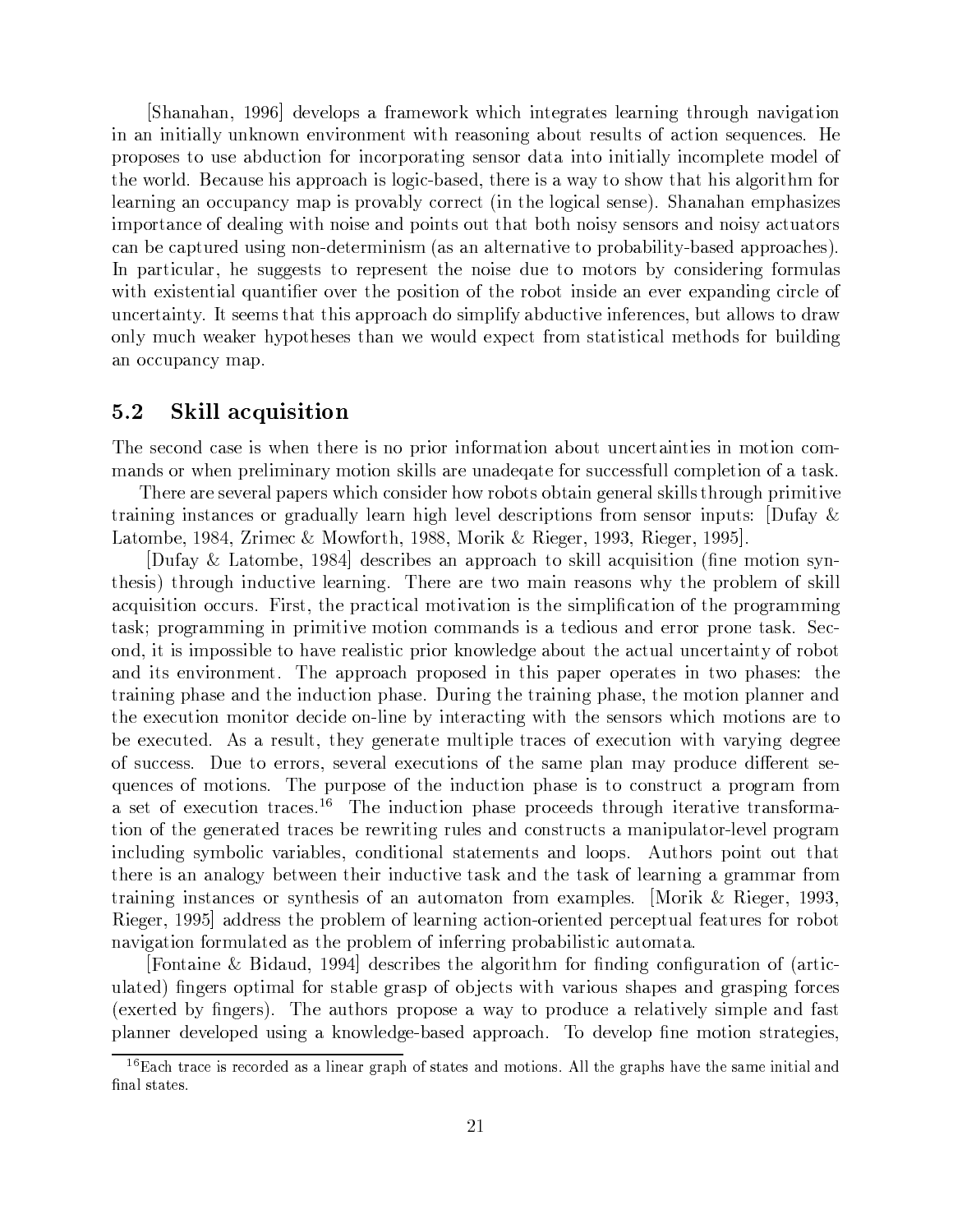[Shanahan, 1996] develops a framework which integrates learning through navigation in an initially unknown environment with reasoning about results of action sequences. He proposes to use abduction for incorporating sensor data into initially incomplete model of the world. Because his approach is logic-based, there is a way to show that his algorithm for learning an occupancy map is provably correct (in the logical sense). Shanahan emphasizes importance of dealing with noise and points out that both noisy sensors and noisy actuators can be captured using non-determinism (as an alternative to probability-based approaches). In particular, he suggests to represent the noise due to motors by considering formulas with existential quantifier over the position of the robot inside an ever expanding circle of uncertainty. It seems that this approach do simplify abductive inferences, but allows to draw only much weaker hypotheses than we would expect from statistical methods for building an occupancy map.

## 5.2 Skill acquisition

The second case is when there is no prior information about uncertainties in motion commands or when preliminary motion skills are unadeqate for successfull completion of a task.

There are several papers which consider how robots obtain general skills through primitive training instances or gradually learn high level descriptions from sensor inputs: [Dufay & Latombe, 1984, Zrimec & Mowforth, 1988, Morik & Rieger, 1993, Rieger, 1995].

[Dufay & Latombe, 1984] describes an approach to skill acquisition (fine motion synthesis) through inductive learning. There are two main reasons why the problem of skill acquisition occurs. First, the practical motivation is the simplification of the programming task; programming in primitive motion commands is a tedious and error prone task. Second, it is impossible to have realistic prior knowledge about the actual uncertainty of robot and its environment. The approach proposed in this paper operates in two phases: the training phase and the induction phase. During the training phase, the motion planner and the execution monitor decide on-line by interacting with the sensors which motions are to be executed. As a result, they generate multiple traces of execution with varying degree of success. Due to errors, several executions of the same plan may produce different sequences of motions. The purpose of the induction phase is to construct a program from a set of execution traces.[16] The induction phase proceeds through iterative transformation of the generated traces be rewriting rules and constructs a manipulator-level program including symbolic variables, conditional statements and loops. Authors point out that there is an analogy between their inductive task and the task of learning a grammar from training instances or synthesis of an automaton from examples. [Morik & Rieger, 1993, Rieger, 1995] address the problem of learning action-oriented perceptual features for robot navigation formulated as the problem of inferring probabilistic automata.

[Fontaine & Bidaud, 1994] describes the algorithm for finding configuration of (articulated) fingers optimal for stable grasp of objects with various shapes and grasping forces (exerted by fingers). The authors propose a way to produce a relatively simple and fast planner developed using a knowledge-based approach. To develop fine motion strategies,

[16] Each trace is recorded as a linear graph of states and motions. All the graphs have the same initial and final states.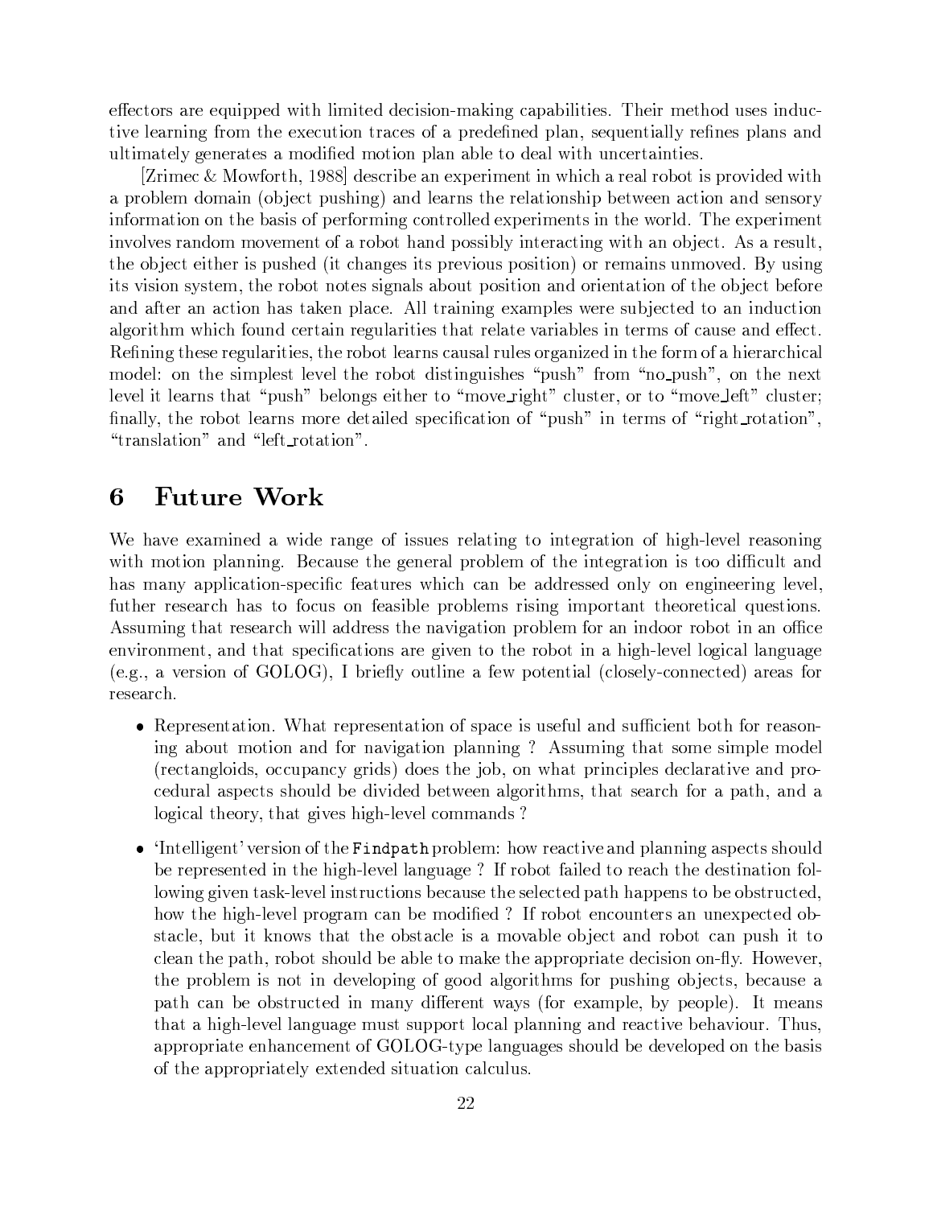effectors are equipped with limited decision-making capabilities. Their method uses inductive learning from the execution traces of a predefined plan, sequentially refines plans and ultimately generates a modified motion plan able to deal with uncertainties.

[Zrimec & Mowforth, 1988] describe an experiment in which a real robot is provided with a problem domain (object pushing) and learns the relationship between action and sensory information on the basis of performing controlled experiments in the world. The experiment involves random movement of a robot hand possibly interacting with an object. As a result, the object either is pushed (it changes its previous position) or remains unmoved. By using its vision system, the robot notes signals about position and orientation of the object before and after an action has taken place. All training examples were subjected to an induction algorithm which found certain regularities that relate variables in terms of cause and effect. Refining these regularities, the robot learns causal rules organized in the form of a hierarchical model: on the simplest level the robot distinguishes "push" from "no_push", on the next level it learns that "push" belongs either to "move_right" cluster, or to "move_left" cluster; finally, the robot learns more detailed specification of "push" in terms of "right_rotation", "translation" and "left_rotation".

# 6 Future Work

We have examined a wide range of issues relating to integration of high-level reasoning with motion planning. Because the general problem of the integration is too difficult and has many application-specific features which can be addressed only on engineering level, futher research has to focus on feasible problems rising important theoretical questions. Assuming that research will address the navigation problem for an indoor robot in an office environment, and that specifications are given to the robot in a high-level logical language (e.g., a version of GOLOG), I briefly outline a few potential (closely-connected) areas for research.

- Representation. What representation of space is useful and sufficient both for reasoning about motion and for navigation planning ? Assuming that some simple model (rectangloids, occupancy grids) does the job, on what principles declarative and procedural aspects should be divided between algorithms, that search for a path, and a logical theory, that gives high-level commands ?

- 'Intelligent' version of the `Findpath` problem: how reactive and planning aspects should be represented in the high-level language ? If robot failed to reach the destination following given task-level instructions because the selected path happens to be obstructed, how the high-level program can be modified ? If robot encounters an unexpected obstacle, but it knows that the obstacle is a movable object and robot can push it to clean the path, robot should be able to make the appropriate decision on-fly. However, the problem is not in developing of good algorithms for pushing objects, because a path can be obstructed in many different ways (for example, by people). It means that a high-level language must support local planning and reactive behaviour. Thus, appropriate enhancement of GOLOG-type languages should be developed on the basis of the appropriately extended situation calculus.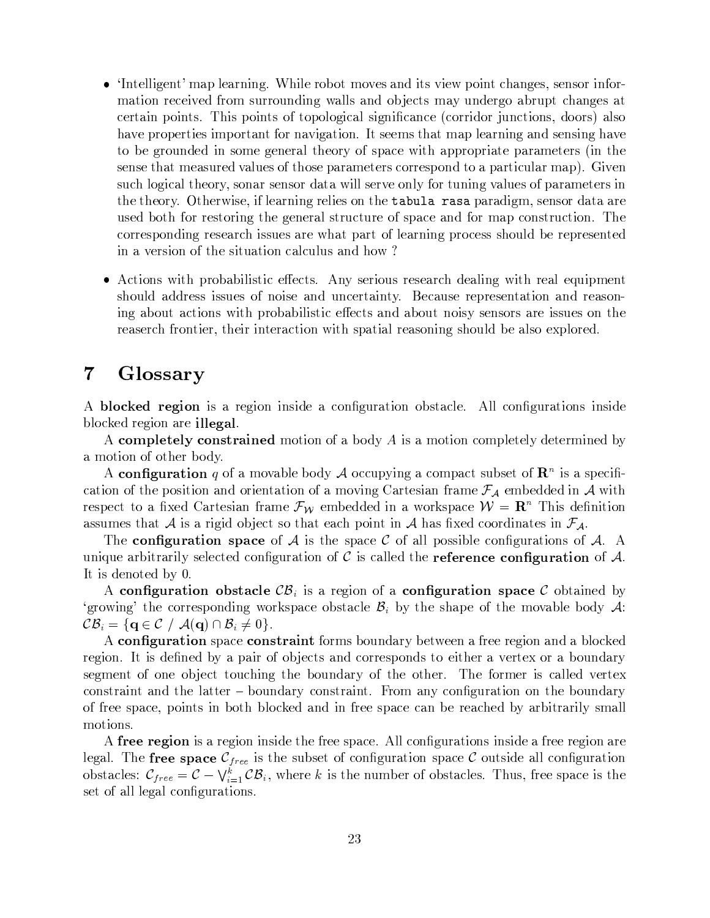- 'Intelligent' map learning. While robot moves and its view point changes, sensor information received from surrounding walls and objects may undergo abrupt changes at certain points. This points of topological significance (corridor junctions, doors) also have properties important for navigation. It seems that map learning and sensing have to be grounded in some general theory of space with appropriate parameters (in the sense that measured values of those parameters correspond to a particular map). Given such logical theory, sonar sensor data will serve only for tuning values of parameters in the theory. Otherwise, if learning relies on the `tabula rasa` paradigm, sensor data are used both for restoring the general structure of space and for map construction. The corresponding research issues are what part of learning process should be represented in a version of the situation calculus and how ?

- Actions with probabilistic effects. Any serious research dealing with real equipment should address issues of noise and uncertainty. Because representation and reasoning about actions with probabilistic effects and about noisy sensors are issues on the reaserch frontier, their interaction with spatial reasoning should be also explored.

# 7 Glossary

A **blocked region** is a region inside a configuration obstacle. All configurations inside blocked region are **illegal**.

A **completely constrained** motion of a body $A$ is a motion completely determined by a motion of other body.

A **configuration** $q$ of a movable body $\mathcal{A}$ occupying a compact subset of $\mathbf{R}^n$ is a specification of the position and orientation of a moving Cartesian frame $\mathcal{F}_{\mathcal{A}}$ embedded in $\mathcal{A}$ with respect to a fixed Cartesian frame $\mathcal{F}_{\mathcal{W}}$ embedded in a workspace $\mathcal{W} = \mathbf{R}^n$ This definition assumes that $\mathcal{A}$ is a rigid object so that each point in $\mathcal{A}$ has fixed coordinates in $\mathcal{F}_{\mathcal{A}}$.

The **configuration space** of $\mathcal{A}$ is the space $\mathcal{C}$ of all possible configurations of $\mathcal{A}$. A unique arbitrarily selected configuration of $\mathcal{C}$ is called the **reference configuration** of $\mathcal{A}$. It is denoted by 0.

A **configuration obstacle** $\mathcal{CB}_i$ is a region of a **configuration space** $\mathcal{C}$ obtained by 'growing' the corresponding workspace obstacle $\mathcal{B}_i$ by the shape of the movable body $\mathcal{A}$: $\mathcal{CB}_i = \{\mathbf{q} \in \mathcal{C} \ / \ \mathcal{A}(\mathbf{q}) \cap \mathcal{B}_i \neq 0\}$.

A **configuration** space **constraint** forms boundary between a free region and a blocked region. It is defined by a pair of objects and corresponds to either a vertex or a boundary segment of one object touching the boundary of the other. The former is called vertex constraint and the latter – boundary constraint. From any configuration on the boundary of free space, points in both blocked and in free space can be reached by arbitrarily small motions.

A **free region** is a region inside the free space. All configurations inside a free region are legal. The **free space** $\mathcal{C}_{free}$ is the subset of configuration space $\mathcal{C}$ outside all configuration obstacles: $\mathcal{C}_{free} = \mathcal{C} - \bigvee_{i=1}^{k} \mathcal{CB}_i$, where $k$ is the number of obstacles. Thus, free space is the set of all legal configurations.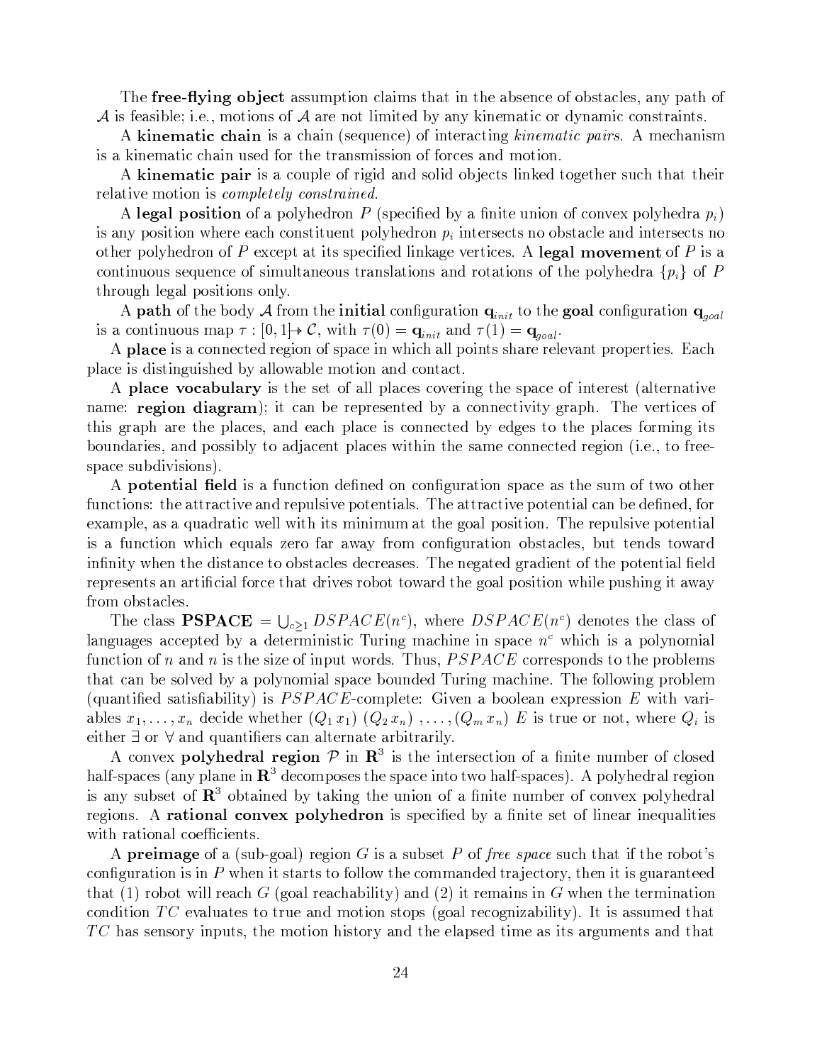The **free-flying object** assumption claims that in the absence of obstacles, any path of $\mathcal{A}$ is feasible; i.e., motions of $\mathcal{A}$ are not limited by any kinematic or dynamic constraints.

A **kinematic chain** is a chain (sequence) of interacting *kinematic pairs*. A mechanism is a kinematic chain used for the transmission of forces and motion.

A **kinematic pair** is a couple of rigid and solid objects linked together such that their relative motion is *completely constrained*.

A **legal position** of a polyhedron $P$ (specified by a finite union of convex polyhedra $p_i$) is any position where each constituent polyhedron $p_i$ intersects no obstacle and intersects no other polyhedron of $P$ except at its specified linkage vertices. A **legal movement** of $P$ is a continuous sequence of simultaneous translations and rotations of the polyhedra $\{p_i\}$ of $P$ through legal positions only.

A **path** of the body $\mathcal{A}$ from the **initial** configuration $\mathbf{q}_{init}$ to the **goal** configuration $\mathbf{q}_{goal}$ is a continuous map $\tau : [0, 1] \mapsto \mathcal{C}$, with $\tau(0) = \mathbf{q}_{init}$ and $\tau(1) = \mathbf{q}_{goal}$.

A **place** is a connected region of space in which all points share relevant properties. Each place is distinguished by allowable motion and contact.

A **place vocabulary** is the set of all places covering the space of interest (alternative name: **region diagram**); it can be represented by a connectivity graph. The vertices of this graph are the places, and each place is connected by edges to the places forming its boundaries, and possibly to adjacent places within the same connected region (i.e., to free-space subdivisions).

A **potential field** is a function defined on configuration space as the sum of two other functions: the attractive and repulsive potentials. The attractive potential can be defined, for example, as a quadratic well with its minimum at the goal position. The repulsive potential is a function which equals zero far away from configuration obstacles, but tends toward infinity when the distance to obstacles decreases. The negated gradient of the potential field represents an artificial force that drives robot toward the goal position while pushing it away from obstacles.

The class **PSPACE** $= \bigcup_{c \geq 1} DSPACE(n^c)$, where $DSPACE(n^c)$ denotes the class of languages accepted by a deterministic Turing machine in space $n^c$ which is a polynomial function of $n$ and $n$ is the size of input words. Thus, $PSPACE$ corresponds to the problems that can be solved by a polynomial space bounded Turing machine. The following problem (quantified satisfiability) is $PSPACE$-complete: Given a boolean expression $E$ with variables $x_1, \ldots, x_n$ decide whether $(Q_1\, x_1)\ (Q_2\, x_n)\ , \ldots, (Q_m\, x_n)\ E$ is true or not, where $Q_i$ is either $\exists$ or $\forall$ and quantifiers can alternate arbitrarily.

A convex **polyhedral region** $\mathcal{P}$ in $\mathbf{R}^3$ is the intersection of a finite number of closed half-spaces (any plane in $\mathbf{R}^3$ decomposes the space into two half-spaces). A polyhedral region is any subset of $\mathbf{R}^3$ obtained by taking the union of a finite number of convex polyhedral regions. A **rational convex polyhedron** is specified by a finite set of linear inequalities with rational coefficients.

A **preimage** of a (sub-goal) region $G$ is a subset $P$ of *free space* such that if the robot's configuration is in $P$ when it starts to follow the commanded trajectory, then it is guaranteed that (1) robot will reach $G$ (goal reachability) and (2) it remains in $G$ when the termination condition $TC$ evaluates to true and motion stops (goal recognizability). It is assumed that $TC$ has sensory inputs, the motion history and the elapsed time as its arguments and that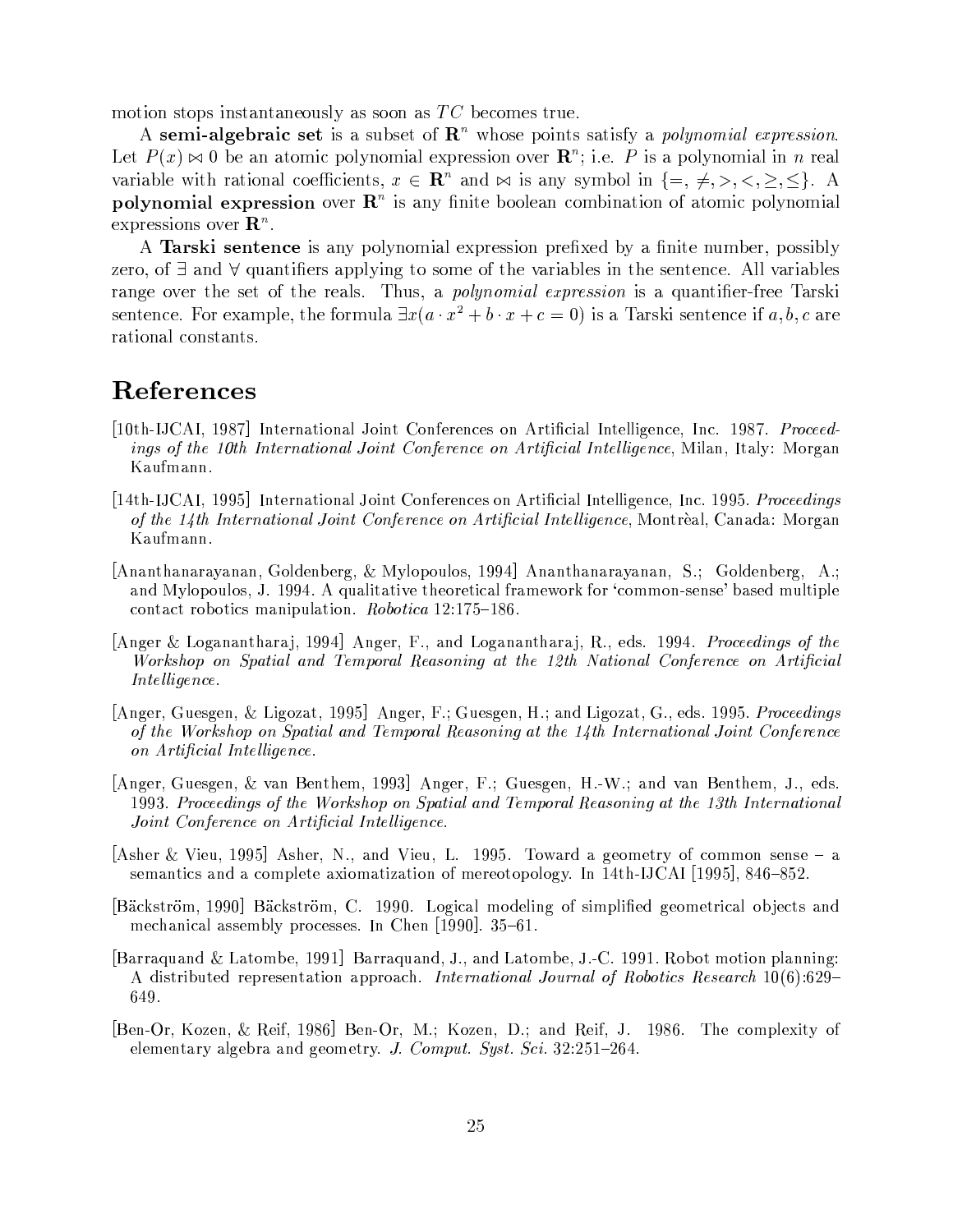motion stops instantaneously as soon as $TC$ becomes true.

A **semi-algebraic set** is a subset of $\mathbf{R}^n$ whose points satisfy a *polynomial expression*. Let $P(x) \bowtie 0$ be an atomic polynomial expression over $\mathbf{R}^n$; i.e. $P$ is a polynomial in $n$ real variable with rational coefficients, $x \in \mathbf{R}^n$ and $\bowtie$ is any symbol in $\{=, \neq, >, <, \geq, \leq\}$. A **polynomial expression** over $\mathbf{R}^n$ is any finite boolean combination of atomic polynomial expressions over $\mathbf{R}^n$.

A **Tarski sentence** is any polynomial expression prefixed by a finite number, possibly zero, of $\exists$ and $\forall$ quantifiers applying to some of the variables in the sentence. All variables range over the set of the reals. Thus, a *polynomial expression* is a quantifier-free Tarski sentence. For example, the formula $\exists x(a \cdot x^2 + b \cdot x + c = 0)$ is a Tarski sentence if $a, b, c$ are rational constants.

# References

[10th-IJCAI, 1987] International Joint Conferences on Artificial Intelligence, Inc. 1987. *Proceedings of the 10th International Joint Conference on Artificial Intelligence*, Milan, Italy: Morgan Kaufmann.

[14th-IJCAI, 1995] International Joint Conferences on Artificial Intelligence, Inc. 1995. *Proceedings of the 14th International Joint Conference on Artificial Intelligence*, Montrèal, Canada: Morgan Kaufmann.

[Ananthanarayanan, Goldenberg, & Mylopoulos, 1994] Ananthanarayanan, S.; Goldenberg, A.; and Mylopoulos, J. 1994. A qualitative theoretical framework for 'common-sense' based multiple contact robotics manipulation. *Robotica* 12:175–186.

[Anger & Loganantharaj, 1994] Anger, F., and Loganantharaj, R., eds. 1994. *Proceedings of the Workshop on Spatial and Temporal Reasoning at the 12th National Conference on Artificial Intelligence*.

[Anger, Guesgen, & Ligozat, 1995] Anger, F.; Guesgen, H.; and Ligozat, G., eds. 1995. *Proceedings of the Workshop on Spatial and Temporal Reasoning at the 14th International Joint Conference on Artificial Intelligence*.

[Anger, Guesgen, & van Benthem, 1993] Anger, F.; Guesgen, H.-W.; and van Benthem, J., eds. 1993. *Proceedings of the Workshop on Spatial and Temporal Reasoning at the 13th International Joint Conference on Artificial Intelligence*.

[Asher & Vieu, 1995] Asher, N., and Vieu, L. 1995. Toward a geometry of common sense – a semantics and a complete axiomatization of mereotopology. In 14th-IJCAI [1995], 846–852.

[Bäckström, 1990] Bäckström, C. 1990. Logical modeling of simplified geometrical objects and mechanical assembly processes. In Chen [1990]. 35–61.

[Barraquand & Latombe, 1991] Barraquand, J., and Latombe, J.-C. 1991. Robot motion planning: A distributed representation approach. *International Journal of Robotics Research* 10(6):629–649.

[Ben-Or, Kozen, & Reif, 1986] Ben-Or, M.; Kozen, D.; and Reif, J. 1986. The complexity of elementary algebra and geometry. *J. Comput. Syst. Sci.* 32:251–264.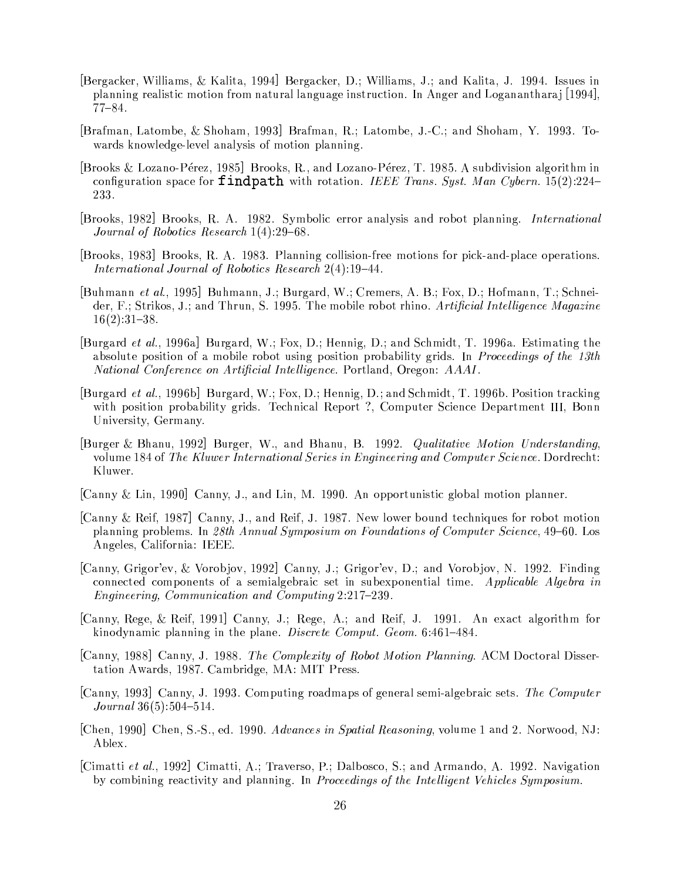[Bergacker, Williams, & Kalita, 1994] Bergacker, D.; Williams, J.; and Kalita, J. 1994. Issues in planning realistic motion from natural language instruction. In Anger and Loganantharaj [1994], 77–84.

[Brafman, Latombe, & Shoham, 1993] Brafman, R.; Latombe, J.-C.; and Shoham, Y. 1993. Towards knowledge-level analysis of motion planning.

[Brooks & Lozano-Pérez, 1985] Brooks, R., and Lozano-Pérez, T. 1985. A subdivision algorithm in configuration space for **findpath** with rotation. *IEEE Trans. Syst. Man Cybern.* 15(2):224–233.

[Brooks, 1982] Brooks, R. A. 1982. Symbolic error analysis and robot planning. *International Journal of Robotics Research* 1(4):29–68.

[Brooks, 1983] Brooks, R. A. 1983. Planning collision-free motions for pick-and-place operations. *International Journal of Robotics Research* 2(4):19–44.

[Buhmann *et al.*, 1995] Buhmann, J.; Burgard, W.; Cremers, A. B.; Fox, D.; Hofmann, T.; Schneider, F.; Strikos, J.; and Thrun, S. 1995. The mobile robot rhino. *Artificial Intelligence Magazine* 16(2):31–38.

[Burgard *et al.*, 1996a] Burgard, W.; Fox, D.; Hennig, D.; and Schmidt, T. 1996a. Estimating the absolute position of a mobile robot using position probability grids. In *Proceedings of the 13th National Conference on Artificial Intelligence*. Portland, Oregon: *AAAI*.

[Burgard *et al.*, 1996b] Burgard, W.; Fox, D.; Hennig, D.; and Schmidt, T. 1996b. Position tracking with position probability grids. Technical Report ?, Computer Science Department III, Bonn University, Germany.

[Burger & Bhanu, 1992] Burger, W., and Bhanu, B. 1992. *Qualitative Motion Understanding*, volume 184 of *The Kluwer International Series in Engineering and Computer Science*. Dordrecht: Kluwer.

[Canny & Lin, 1990] Canny, J., and Lin, M. 1990. An opportunistic global motion planner.

[Canny & Reif, 1987] Canny, J., and Reif, J. 1987. New lower bound techniques for robot motion planning problems. In *28th Annual Symposium on Foundations of Computer Science*, 49–60. Los Angeles, California: IEEE.

[Canny, Grigor'ev, & Vorobjov, 1992] Canny, J.; Grigor'ev, D.; and Vorobjov, N. 1992. Finding connected components of a semialgebraic set in subexponential time. *Applicable Algebra in Engineering, Communication and Computing* 2:217–239.

[Canny, Rege, & Reif, 1991] Canny, J.; Rege, A.; and Reif, J. 1991. An exact algorithm for kinodynamic planning in the plane. *Discrete Comput. Geom.* 6:461–484.

[Canny, 1988] Canny, J. 1988. *The Complexity of Robot Motion Planning*. ACM Doctoral Dissertation Awards, 1987. Cambridge, MA: MIT Press.

[Canny, 1993] Canny, J. 1993. Computing roadmaps of general semi-algebraic sets. *The Computer Journal* 36(5):504–514.

[Chen, 1990] Chen, S.-S., ed. 1990. *Advances in Spatial Reasoning*, volume 1 and 2. Norwood, NJ: Ablex.

[Cimatti *et al.*, 1992] Cimatti, A.; Traverso, P.; Dalbosco, S.; and Armando, A. 1992. Navigation by combining reactivity and planning. In *Proceedings of the Intelligent Vehicles Symposium*.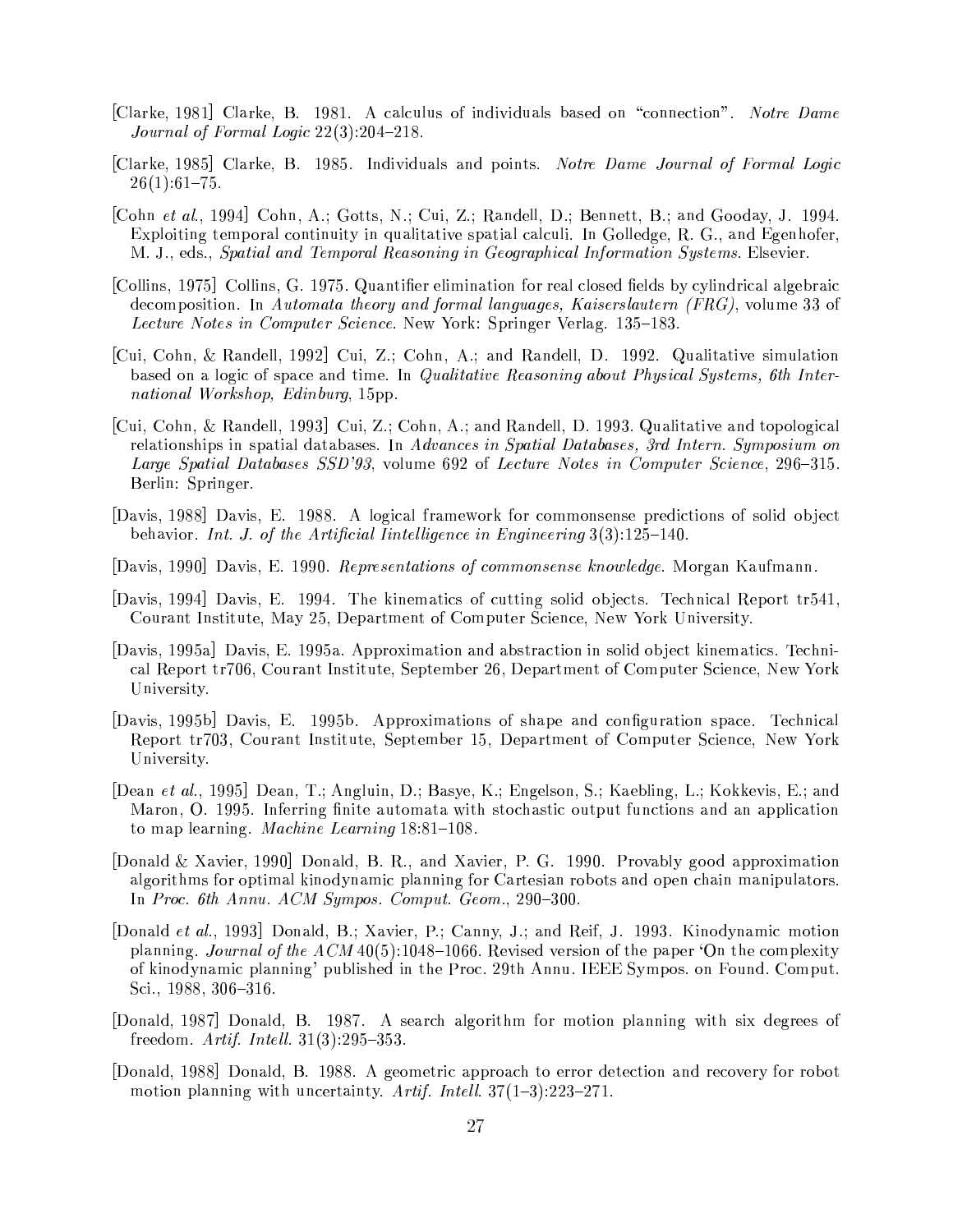[Clarke, 1981] Clarke, B. 1981. A calculus of individuals based on "connection". *Notre Dame Journal of Formal Logic* 22(3):204–218.

[Clarke, 1985] Clarke, B. 1985. Individuals and points. *Notre Dame Journal of Formal Logic* 26(1):61–75.

[Cohn *et al.*, 1994] Cohn, A.; Gotts, N.; Cui, Z.; Randell, D.; Bennett, B.; and Gooday, J. 1994. Exploiting temporal continuity in qualitative spatial calculi. In Golledge, R. G., and Egenhofer, M. J., eds., *Spatial and Temporal Reasoning in Geographical Information Systems*. Elsevier.

[Collins, 1975] Collins, G. 1975. Quantifier elimination for real closed fields by cylindrical algebraic decomposition. In *Automata theory and formal languages, Kaiserslautern (FRG)*, volume 33 of *Lecture Notes in Computer Science*. New York: Springer Verlag. 135–183.

[Cui, Cohn, & Randell, 1992] Cui, Z.; Cohn, A.; and Randell, D. 1992. Qualitative simulation based on a logic of space and time. In *Qualitative Reasoning about Physical Systems, 6th International Workshop, Edinburg*, 15pp.

[Cui, Cohn, & Randell, 1993] Cui, Z.; Cohn, A.; and Randell, D. 1993. Qualitative and topological relationships in spatial databases. In *Advances in Spatial Databases, 3rd Intern. Symposium on Large Spatial Databases SSD'93*, volume 692 of *Lecture Notes in Computer Science*, 296–315. Berlin: Springer.

[Davis, 1988] Davis, E. 1988. A logical framework for commonsense predictions of solid object behavior. *Int. J. of the Artificial Iintelligence in Engineering* 3(3):125–140.

[Davis, 1990] Davis, E. 1990. *Representations of commonsense knowledge*. Morgan Kaufmann.

[Davis, 1994] Davis, E. 1994. The kinematics of cutting solid objects. Technical Report tr541, Courant Institute, May 25, Department of Computer Science, New York University.

[Davis, 1995a] Davis, E. 1995a. Approximation and abstraction in solid object kinematics. Technical Report tr706, Courant Institute, September 26, Department of Computer Science, New York University.

[Davis, 1995b] Davis, E. 1995b. Approximations of shape and configuration space. Technical Report tr703, Courant Institute, September 15, Department of Computer Science, New York University.

[Dean *et al.*, 1995] Dean, T.; Angluin, D.; Basye, K.; Engelson, S.; Kaebling, L.; Kokkevis, E.; and Maron, O. 1995. Inferring finite automata with stochastic output functions and an application to map learning. *Machine Learning* 18:81–108.

[Donald & Xavier, 1990] Donald, B. R., and Xavier, P. G. 1990. Provably good approximation algorithms for optimal kinodynamic planning for Cartesian robots and open chain manipulators. In *Proc. 6th Annu. ACM Sympos. Comput. Geom.*, 290–300.

[Donald *et al.*, 1993] Donald, B.; Xavier, P.; Canny, J.; and Reif, J. 1993. Kinodynamic motion planning. *Journal of the ACM* 40(5):1048–1066. Revised version of the paper 'On the complexity of kinodynamic planning' published in the Proc. 29th Annu. IEEE Sympos. on Found. Comput. Sci., 1988, 306–316.

[Donald, 1987] Donald, B. 1987. A search algorithm for motion planning with six degrees of freedom. *Artif. Intell.* 31(3):295–353.

[Donald, 1988] Donald, B. 1988. A geometric approach to error detection and recovery for robot motion planning with uncertainty. *Artif. Intell.* 37(1–3):223–271.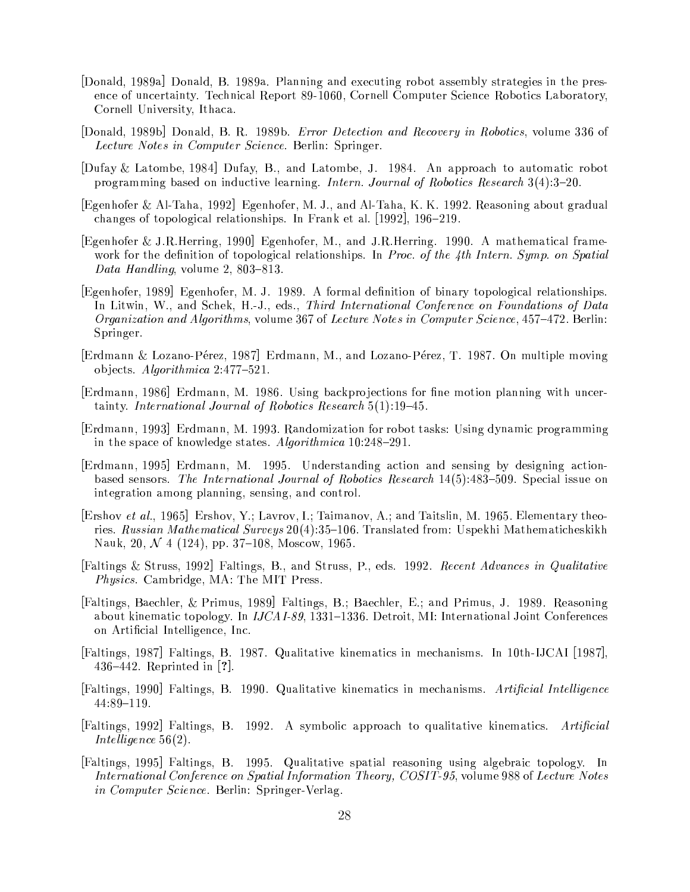[Donald, 1989a] Donald, B. 1989a. Planning and executing robot assembly strategies in the presence of uncertainty. Technical Report 89-1060, Cornell Computer Science Robotics Laboratory, Cornell University, Ithaca.

[Donald, 1989b] Donald, B. R. 1989b. *Error Detection and Recovery in Robotics*, volume 336 of *Lecture Notes in Computer Science*. Berlin: Springer.

[Dufay & Latombe, 1984] Dufay, B., and Latombe, J. 1984. An approach to automatic robot programming based on inductive learning. *Intern. Journal of Robotics Research* 3(4):3–20.

[Egenhofer & Al-Taha, 1992] Egenhofer, M. J., and Al-Taha, K. K. 1992. Reasoning about gradual changes of topological relationships. In Frank et al. [1992], 196–219.

[Egenhofer & J.R.Herring, 1990] Egenhofer, M., and J.R.Herring. 1990. A mathematical framework for the definition of topological relationships. In *Proc. of the 4th Intern. Symp. on Spatial Data Handling*, volume 2, 803–813.

[Egenhofer, 1989] Egenhofer, M. J. 1989. A formal definition of binary topological relationships. In Litwin, W., and Schek, H.-J., eds., *Third International Conference on Foundations of Data Organization and Algorithms*, volume 367 of *Lecture Notes in Computer Science*, 457–472. Berlin: Springer.

[Erdmann & Lozano-Pérez, 1987] Erdmann, M., and Lozano-Pérez, T. 1987. On multiple moving objects. *Algorithmica* 2:477–521.

[Erdmann, 1986] Erdmann, M. 1986. Using backprojections for fine motion planning with uncertainty. *International Journal of Robotics Research* 5(1):19–45.

[Erdmann, 1993] Erdmann, M. 1993. Randomization for robot tasks: Using dynamic programming in the space of knowledge states. *Algorithmica* 10:248–291.

[Erdmann, 1995] Erdmann, M. 1995. Understanding action and sensing by designing action-based sensors. *The International Journal of Robotics Research* 14(5):483–509. Special issue on integration among planning, sensing, and control.

[Ershov *et al.*, 1965] Ershov, Y.; Lavrov, I.; Taimanov, A.; and Taitslin, M. 1965. Elementary theories. *Russian Mathematical Surveys* 20(4):35–106. Translated from: Uspekhi Mathematicheskikh Nauk, 20, $\mathcal{N}$ 4 (124), pp. 37–108, Moscow, 1965.

[Faltings & Struss, 1992] Faltings, B., and Struss, P., eds. 1992. *Recent Advances in Qualitative Physics*. Cambridge, MA: The MIT Press.

[Faltings, Baechler, & Primus, 1989] Faltings, B.; Baechler, E.; and Primus, J. 1989. Reasoning about kinematic topology. In *IJCAI-89*, 1331–1336. Detroit, MI: International Joint Conferences on Artificial Intelligence, Inc.

[Faltings, 1987] Faltings, B. 1987. Qualitative kinematics in mechanisms. In 10th-IJCAI [1987], 436–442. Reprinted in [?].

[Faltings, 1990] Faltings, B. 1990. Qualitative kinematics in mechanisms. *Artificial Intelligence* 44:89–119.

[Faltings, 1992] Faltings, B. 1992. A symbolic approach to qualitative kinematics. *Artificial Intelligence* 56(2).

[Faltings, 1995] Faltings, B. 1995. Qualitative spatial reasoning using algebraic topology. In *International Conference on Spatial Information Theory, COSIT-95*, volume 988 of *Lecture Notes in Computer Science*. Berlin: Springer-Verlag.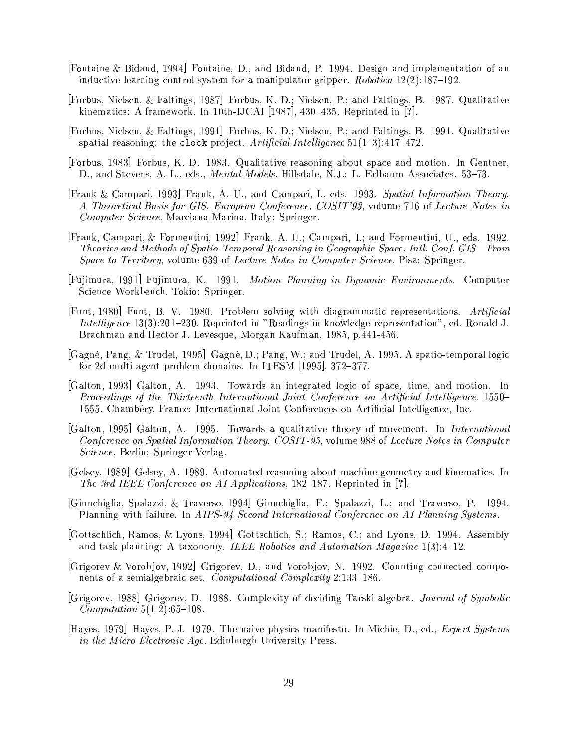[Fontaine & Bidaud, 1994] Fontaine, D., and Bidaud, P. 1994. Design and implementation of an inductive learning control system for a manipulator gripper. *Robotica* 12(2):187–192.

[Forbus, Nielsen, & Faltings, 1987] Forbus, K. D.; Nielsen, P.; and Faltings, B. 1987. Qualitative kinematics: A framework. In 10th-IJCAI [1987], 430–435. Reprinted in [**?**].

[Forbus, Nielsen, & Faltings, 1991] Forbus, K. D.; Nielsen, P.; and Faltings, B. 1991. Qualitative spatial reasoning: the `clock` project. *Artificial Intelligence* 51(1–3):417–472.

[Forbus, 1983] Forbus, K. D. 1983. Qualitative reasoning about space and motion. In Gentner, D., and Stevens, A. L., eds., *Mental Models*. Hillsdale, N.J.: L. Erlbaum Associates. 53–73.

[Frank & Campari, 1993] Frank, A. U., and Campari, I., eds. 1993. *Spatial Information Theory. A Theoretical Basis for GIS. European Conference, COSIT'93*, volume 716 of *Lecture Notes in Computer Science*. Marciana Marina, Italy: Springer.

[Frank, Campari, & Formentini, 1992] Frank, A. U.; Campari, I.; and Formentini, U., eds. 1992. *Theories and Methods of Spatio-Temporal Reasoning in Geographic Space. Intl. Conf. GIS—From Space to Territory*, volume 639 of *Lecture Notes in Computer Science*. Pisa: Springer.

[Fujimura, 1991] Fujimura, K. 1991. *Motion Planning in Dynamic Environments*. Computer Science Workbench. Tokio: Springer.

[Funt, 1980] Funt, B. V. 1980. Problem solving with diagrammatic representations. *Artificial Intelligence* 13(3):201–230. Reprinted in "Readings in knowledge representation", ed. Ronald J. Brachman and Hector J. Levesque, Morgan Kaufman, 1985, p.441-456.

[Gagné, Pang, & Trudel, 1995] Gagné, D.; Pang, W.; and Trudel, A. 1995. A spatio-temporal logic for 2d multi-agent problem domains. In ITESM [1995], 372–377.

[Galton, 1993] Galton, A. 1993. Towards an integrated logic of space, time, and motion. In *Proceedings of the Thirteenth International Joint Conference on Artificial Intelligence*, 1550–1555. Chambéry, France: International Joint Conferences on Artificial Intelligence, Inc.

[Galton, 1995] Galton, A. 1995. Towards a qualitative theory of movement. In *International Conference on Spatial Information Theory, COSIT-95*, volume 988 of *Lecture Notes in Computer Science*. Berlin: Springer-Verlag.

[Gelsey, 1989] Gelsey, A. 1989. Automated reasoning about machine geometry and kinematics. In *The 3rd IEEE Conference on AI Applications*, 182–187. Reprinted in [**?**].

[Giunchiglia, Spalazzi, & Traverso, 1994] Giunchiglia, F.; Spalazzi, L.; and Traverso, P. 1994. Planning with failure. In *AIPS-94 Second International Conference on AI Planning Systems*.

[Gottschlich, Ramos, & Lyons, 1994] Gottschlich, S.; Ramos, C.; and Lyons, D. 1994. Assembly and task planning: A taxonomy. *IEEE Robotics and Automation Magazine* 1(3):4–12.

[Grigorev & Vorobjov, 1992] Grigorev, D., and Vorobjov, N. 1992. Counting connected components of a semialgebraic set. *Computational Complexity* 2:133–186.

[Grigorev, 1988] Grigorev, D. 1988. Complexity of deciding Tarski algebra. *Journal of Symbolic Computation* 5(1-2):65–108.

[Hayes, 1979] Hayes, P. J. 1979. The naive physics manifesto. In Michie, D., ed., *Expert Systems in the Micro Electronic Age*. Edinburgh University Press.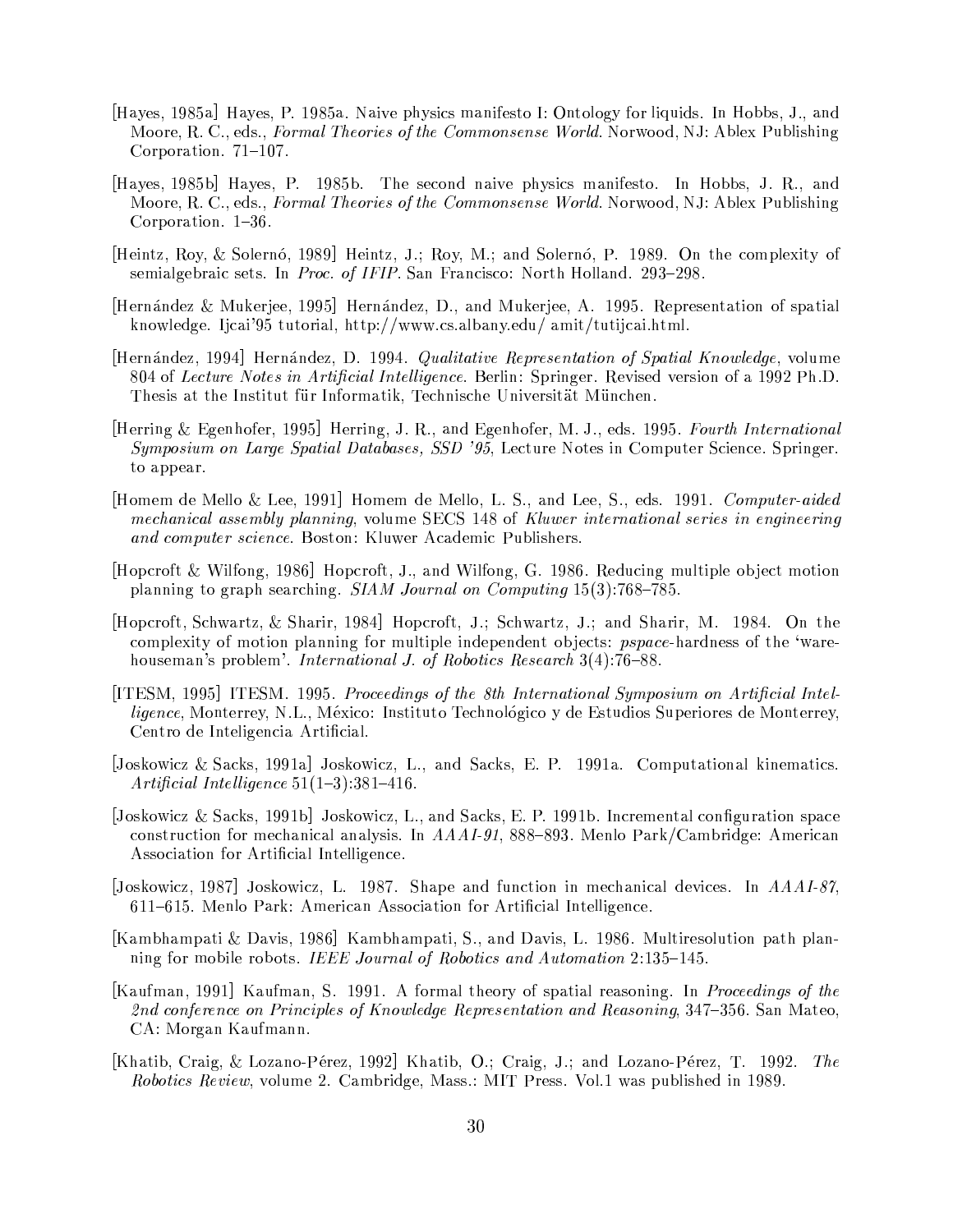[Hayes, 1985a] Hayes, P. 1985a. Naive physics manifesto I: Ontology for liquids. In Hobbs, J., and Moore, R. C., eds., *Formal Theories of the Commonsense World*. Norwood, NJ: Ablex Publishing Corporation. 71–107.

[Hayes, 1985b] Hayes, P. 1985b. The second naive physics manifesto. In Hobbs, J. R., and Moore, R. C., eds., *Formal Theories of the Commonsense World*. Norwood, NJ: Ablex Publishing Corporation. 1–36.

[Heintz, Roy, & Solernó, 1989] Heintz, J.; Roy, M.; and Solernó, P. 1989. On the complexity of semialgebraic sets. In *Proc. of IFIP*. San Francisco: North Holland. 293–298.

[Hernández & Mukerjee, 1995] Hernández, D., and Mukerjee, A. 1995. Representation of spatial knowledge. Ijcai'95 tutorial, http://www.cs.albany.edu/ amit/tutijcai.html.

[Hernández, 1994] Hernández, D. 1994. *Qualitative Representation of Spatial Knowledge*, volume 804 of *Lecture Notes in Artificial Intelligence*. Berlin: Springer. Revised version of a 1992 Ph.D. Thesis at the Institut für Informatik, Technische Universität München.

[Herring & Egenhofer, 1995] Herring, J. R., and Egenhofer, M. J., eds. 1995. *Fourth International Symposium on Large Spatial Databases, SSD '95*, Lecture Notes in Computer Science. Springer. to appear.

[Homem de Mello & Lee, 1991] Homem de Mello, L. S., and Lee, S., eds. 1991. *Computer-aided mechanical assembly planning*, volume SECS 148 of *Kluwer international series in engineering and computer science*. Boston: Kluwer Academic Publishers.

[Hopcroft & Wilfong, 1986] Hopcroft, J., and Wilfong, G. 1986. Reducing multiple object motion planning to graph searching. *SIAM Journal on Computing* 15(3):768–785.

[Hopcroft, Schwartz, & Sharir, 1984] Hopcroft, J.; Schwartz, J.; and Sharir, M. 1984. On the complexity of motion planning for multiple independent objects: *pspace*-hardness of the 'warehouseman's problem'. *International J. of Robotics Research* 3(4):76–88.

[ITESM, 1995] ITESM. 1995. *Proceedings of the 8th International Symposium on Artificial Intelligence*, Monterrey, N.L., México: Instituto Technológico y de Estudios Superiores de Monterrey, Centro de Inteligencia Artificial.

[Joskowicz & Sacks, 1991a] Joskowicz, L., and Sacks, E. P. 1991a. Computational kinematics. *Artificial Intelligence* 51(1–3):381–416.

[Joskowicz & Sacks, 1991b] Joskowicz, L., and Sacks, E. P. 1991b. Incremental configuration space construction for mechanical analysis. In *AAAI-91*, 888–893. Menlo Park/Cambridge: American Association for Artificial Intelligence.

[Joskowicz, 1987] Joskowicz, L. 1987. Shape and function in mechanical devices. In *AAAI-87*, 611–615. Menlo Park: American Association for Artificial Intelligence.

[Kambhampati & Davis, 1986] Kambhampati, S., and Davis, L. 1986. Multiresolution path planning for mobile robots. *IEEE Journal of Robotics and Automation* 2:135–145.

[Kaufman, 1991] Kaufman, S. 1991. A formal theory of spatial reasoning. In *Proceedings of the 2nd conference on Principles of Knowledge Representation and Reasoning*, 347–356. San Mateo, CA: Morgan Kaufmann.

[Khatib, Craig, & Lozano-Pérez, 1992] Khatib, O.; Craig, J.; and Lozano-Pérez, T. 1992. *The Robotics Review*, volume 2. Cambridge, Mass.: MIT Press. Vol.1 was published in 1989.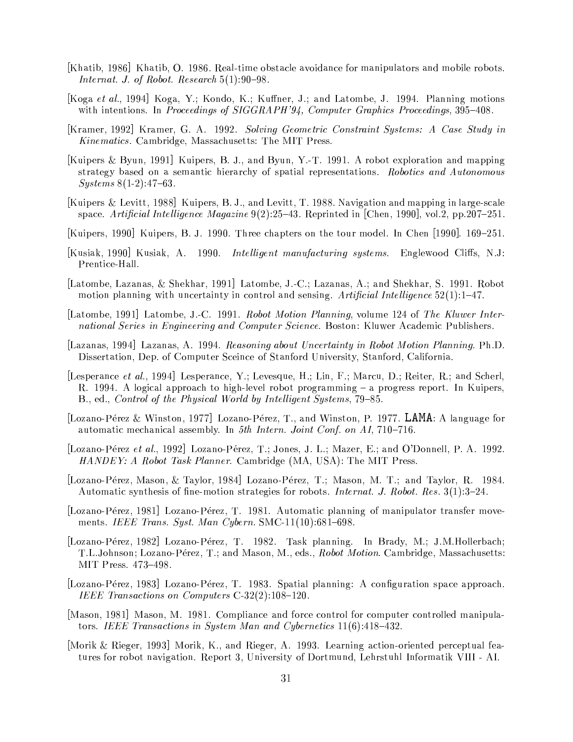[Khatib, 1986] Khatib, O. 1986. Real-time obstacle avoidance for manipulators and mobile robots. *Internat. J. of Robot. Research* 5(1):90–98.

[Koga *et al.*, 1994] Koga, Y.; Kondo, K.; Kuffner, J.; and Latombe, J. 1994. Planning motions with intentions. In *Proceedings of SIGGRAPH'94, Computer Graphics Proceedings*, 395–408.

[Kramer, 1992] Kramer, G. A. 1992. *Solving Geometric Constraint Systems: A Case Study in Kinematics*. Cambridge, Massachusetts: The MIT Press.

[Kuipers & Byun, 1991] Kuipers, B. J., and Byun, Y.-T. 1991. A robot exploration and mapping strategy based on a semantic hierarchy of spatial representations. *Robotics and Autonomous Systems* 8(1-2):47–63.

[Kuipers & Levitt, 1988] Kuipers, B. J., and Levitt, T. 1988. Navigation and mapping in large-scale space. *Artificial Intelligence Magazine* 9(2):25–43. Reprinted in [Chen, 1990], vol.2, pp.207–251.

[Kuipers, 1990] Kuipers, B. J. 1990. Three chapters on the tour model. In Chen [1990]. 169–251.

[Kusiak, 1990] Kusiak, A. 1990. *Intelligent manufacturing systems*. Englewood Cliffs, N.J: Prentice-Hall.

[Latombe, Lazanas, & Shekhar, 1991] Latombe, J.-C.; Lazanas, A.; and Shekhar, S. 1991. Robot motion planning with uncertainty in control and sensing. *Artificial Intelligence* 52(1):1–47.

[Latombe, 1991] Latombe, J.-C. 1991. *Robot Motion Planning*, volume 124 of *The Kluwer International Series in Engineering and Computer Science*. Boston: Kluwer Academic Publishers.

[Lazanas, 1994] Lazanas, A. 1994. *Reasoning about Uncertainty in Robot Motion Planning*. Ph.D. Dissertation, Dep. of Computer Sceince of Stanford University, Stanford, California.

[Lesperance *et al.*, 1994] Lesperance, Y.; Levesque, H.; Lin, F.; Marcu, D.; Reiter, R.; and Scherl, R. 1994. A logical approach to high-level robot programming – a progress report. In Kuipers, B., ed., *Control of the Physical World by Intelligent Systems*, 79–85.

[Lozano-Pérez & Winston, 1977] Lozano-Pérez, T., and Winston, P. 1977. **LAMA**: A language for automatic mechanical assembly. In *5th Intern. Joint Conf. on AI*, 710–716.

[Lozano-Pérez *et al.*, 1992] Lozano-Pérez, T.; Jones, J. L.; Mazer, E.; and O'Donnell, P. A. 1992. *HANDEY: A Robot Task Planner*. Cambridge (MA, USA): The MIT Press.

[Lozano-Pérez, Mason, & Taylor, 1984] Lozano-Pérez, T.; Mason, M. T.; and Taylor, R. 1984. Automatic synthesis of fine-motion strategies for robots. *Internat. J. Robot. Res.* 3(1):3–24.

[Lozano-Pérez, 1981] Lozano-Pérez, T. 1981. Automatic planning of manipulator transfer movements. *IEEE Trans. Syst. Man Cybern.* SMC-11(10):681–698.

[Lozano-Pérez, 1982] Lozano-Pérez, T. 1982. Task planning. In Brady, M.; J.M.Hollerbach; T.L.Johnson; Lozano-Pérez, T.; and Mason, M., eds., *Robot Motion*. Cambridge, Massachusetts: MIT Press. 473–498.

[Lozano-Pérez, 1983] Lozano-Pérez, T. 1983. Spatial planning: A configuration space approach. *IEEE Transactions on Computers* C-32(2):108–120.

[Mason, 1981] Mason, M. 1981. Compliance and force control for computer controlled manipulators. *IEEE Transactions in System Man and Cybernetics* 11(6):418–432.

[Morik & Rieger, 1993] Morik, K., and Rieger, A. 1993. Learning action-oriented perceptual features for robot navigation. Report 3, University of Dortmund, Lehrstuhl Informatik VIII - AI.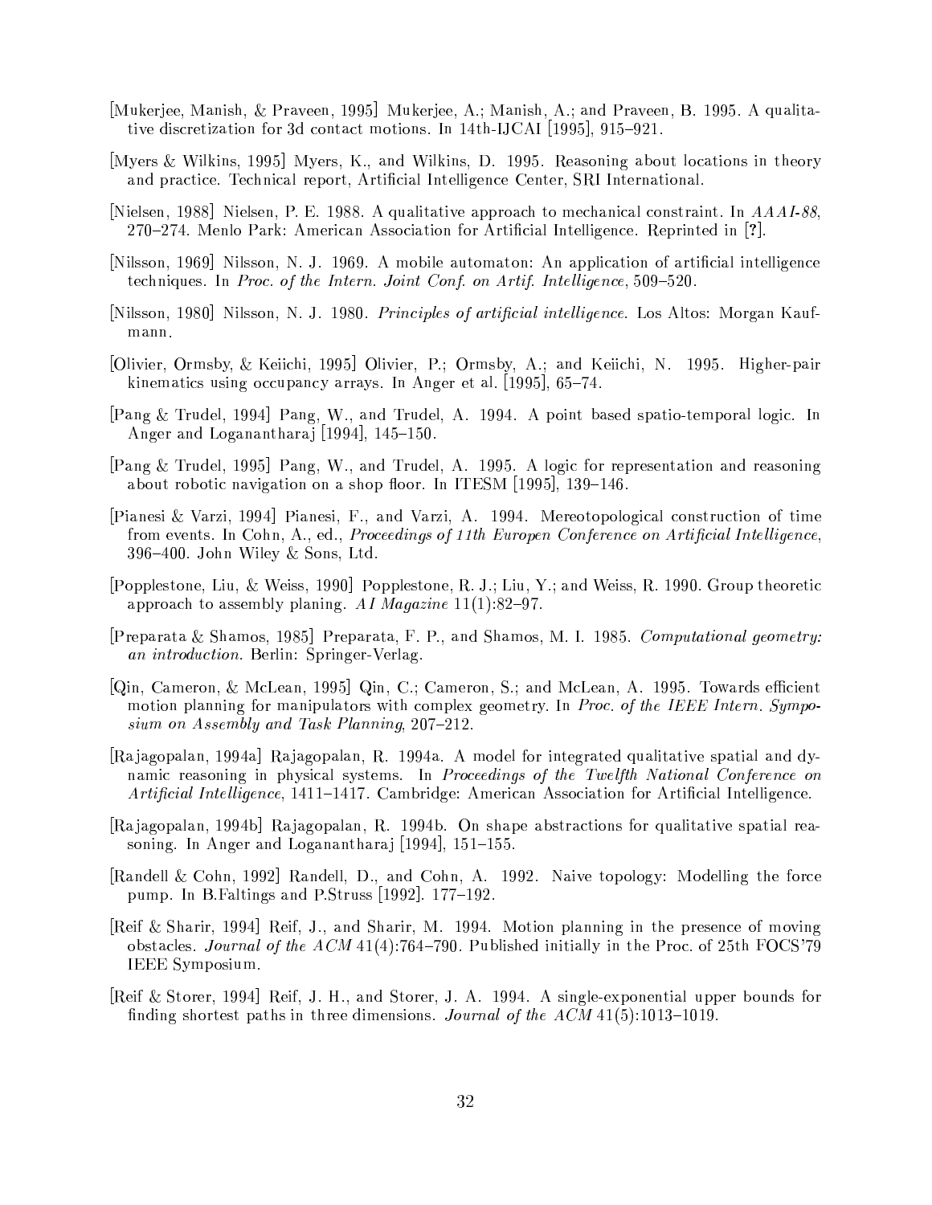[Mukerjee, Manish, & Praveen, 1995] Mukerjee, A.; Manish, A.; and Praveen, B. 1995. A qualitative discretization for 3d contact motions. In 14th-IJCAI [1995], 915–921.

[Myers & Wilkins, 1995] Myers, K., and Wilkins, D. 1995. Reasoning about locations in theory and practice. Technical report, Artificial Intelligence Center, SRI International.

[Nielsen, 1988] Nielsen, P. E. 1988. A qualitative approach to mechanical constraint. In *AAAI-88*, 270–274. Menlo Park: American Association for Artificial Intelligence. Reprinted in [?].

[Nilsson, 1969] Nilsson, N. J. 1969. A mobile automaton: An application of artificial intelligence techniques. In *Proc. of the Intern. Joint Conf. on Artif. Intelligence*, 509–520.

[Nilsson, 1980] Nilsson, N. J. 1980. *Principles of artificial intelligence*. Los Altos: Morgan Kaufmann.

[Olivier, Ormsby, & Keiichi, 1995] Olivier, P.; Ormsby, A.; and Keiichi, N. 1995. Higher-pair kinematics using occupancy arrays. In Anger et al. [1995], 65–74.

[Pang & Trudel, 1994] Pang, W., and Trudel, A. 1994. A point based spatio-temporal logic. In Anger and Loganantharaj [1994], 145–150.

[Pang & Trudel, 1995] Pang, W., and Trudel, A. 1995. A logic for representation and reasoning about robotic navigation on a shop floor. In ITESM [1995], 139–146.

[Pianesi & Varzi, 1994] Pianesi, F., and Varzi, A. 1994. Mereotopological construction of time from events. In Cohn, A., ed., *Proceedings of 11th Europen Conference on Artificial Intelligence*, 396–400. John Wiley & Sons, Ltd.

[Popplestone, Liu, & Weiss, 1990] Popplestone, R. J.; Liu, Y.; and Weiss, R. 1990. Group theoretic approach to assembly planing. *AI Magazine* 11(1):82–97.

[Preparata & Shamos, 1985] Preparata, F. P., and Shamos, M. I. 1985. *Computational geometry: an introduction*. Berlin: Springer-Verlag.

[Qin, Cameron, & McLean, 1995] Qin, C.; Cameron, S.; and McLean, A. 1995. Towards efficient motion planning for manipulators with complex geometry. In *Proc. of the IEEE Intern. Symposium on Assembly and Task Planning*, 207–212.

[Rajagopalan, 1994a] Rajagopalan, R. 1994a. A model for integrated qualitative spatial and dynamic reasoning in physical systems. In *Proceedings of the Twelfth National Conference on Artificial Intelligence*, 1411–1417. Cambridge: American Association for Artificial Intelligence.

[Rajagopalan, 1994b] Rajagopalan, R. 1994b. On shape abstractions for qualitative spatial reasoning. In Anger and Loganantharaj [1994], 151–155.

[Randell & Cohn, 1992] Randell, D., and Cohn, A. 1992. Naive topology: Modelling the force pump. In B.Faltings and P.Struss [1992]. 177–192.

[Reif & Sharir, 1994] Reif, J., and Sharir, M. 1994. Motion planning in the presence of moving obstacles. *Journal of the ACM* 41(4):764–790. Published initially in the Proc. of 25th FOCS'79 IEEE Symposium.

[Reif & Storer, 1994] Reif, J. H., and Storer, J. A. 1994. A single-exponential upper bounds for finding shortest paths in three dimensions. *Journal of the ACM* 41(5):1013–1019.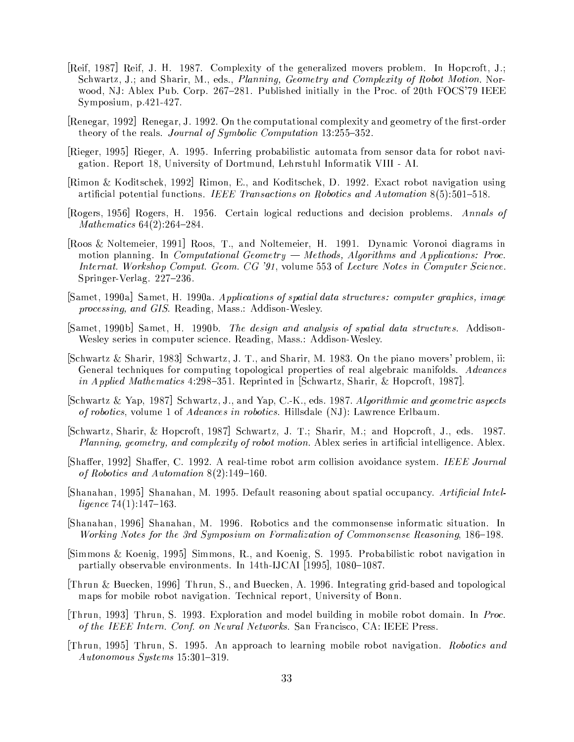[Reif, 1987] Reif, J. H. 1987. Complexity of the generalized movers problem. In Hopcroft, J.; Schwartz, J.; and Sharir, M., eds., *Planning, Geometry and Complexity of Robot Motion*. Norwood, NJ: Ablex Pub. Corp. 267–281. Published initially in the Proc. of 20th FOCS'79 IEEE Symposium, p.421-427.

[Renegar, 1992] Renegar, J. 1992. On the computational complexity and geometry of the first-order theory of the reals. *Journal of Symbolic Computation* 13:255–352.

[Rieger, 1995] Rieger, A. 1995. Inferring probabilistic automata from sensor data for robot navigation. Report 18, University of Dortmund, Lehrstuhl Informatik VIII - AI.

[Rimon & Koditschek, 1992] Rimon, E., and Koditschek, D. 1992. Exact robot navigation using artificial potential functions. *IEEE Transactions on Robotics and Automation* 8(5):501–518.

[Rogers, 1956] Rogers, H. 1956. Certain logical reductions and decision problems. *Annals of Mathematics* 64(2):264–284.

[Roos & Noltemeier, 1991] Roos, T., and Noltemeier, H. 1991. Dynamic Voronoi diagrams in motion planning. In *Computational Geometry — Methods, Algorithms and Applications: Proc. Internat. Workshop Comput. Geom. CG '91*, volume 553 of *Lecture Notes in Computer Science*. Springer-Verlag. 227–236.

[Samet, 1990a] Samet, H. 1990a. *Applications of spatial data structures: computer graphics, image processing, and GIS*. Reading, Mass.: Addison-Wesley.

[Samet, 1990b] Samet, H. 1990b. *The design and analysis of spatial data structures*. Addison-Wesley series in computer science. Reading, Mass.: Addison-Wesley.

[Schwartz & Sharir, 1983] Schwartz, J. T., and Sharir, M. 1983. On the piano movers' problem, ii: General techniques for computing topological properties of real algebraic manifolds. *Advances in Applied Mathematics* 4:298–351. Reprinted in [Schwartz, Sharir, & Hopcroft, 1987].

[Schwartz & Yap, 1987] Schwartz, J., and Yap, C.-K., eds. 1987. *Algorithmic and geometric aspects of robotics*, volume 1 of *Advances in robotics*. Hillsdale (NJ): Lawrence Erlbaum.

[Schwartz, Sharir, & Hopcroft, 1987] Schwartz, J. T.; Sharir, M.; and Hopcroft, J., eds. 1987. *Planning, geometry, and complexity of robot motion*. Ablex series in artificial intelligence. Ablex.

[Shaffer, 1992] Shaffer, C. 1992. A real-time robot arm collision avoidance system. *IEEE Journal of Robotics and Automation* 8(2):149–160.

[Shanahan, 1995] Shanahan, M. 1995. Default reasoning about spatial occupancy. *Artificial Intelligence* 74(1):147–163.

[Shanahan, 1996] Shanahan, M. 1996. Robotics and the commonsense informatic situation. In *Working Notes for the 3rd Symposium on Formalization of Commonsense Reasoning*, 186–198.

[Simmons & Koenig, 1995] Simmons, R., and Koenig, S. 1995. Probabilistic robot navigation in partially observable environments. In 14th-IJCAI [1995], 1080–1087.

[Thrun & Buecken, 1996] Thrun, S., and Buecken, A. 1996. Integrating grid-based and topological maps for mobile robot navigation. Technical report, University of Bonn.

[Thrun, 1993] Thrun, S. 1993. Exploration and model building in mobile robot domain. In *Proc. of the IEEE Intern. Conf. on Neural Networks*. San Francisco, CA: IEEE Press.

[Thrun, 1995] Thrun, S. 1995. An approach to learning mobile robot navigation. *Robotics and Autonomous Systems* 15:301–319.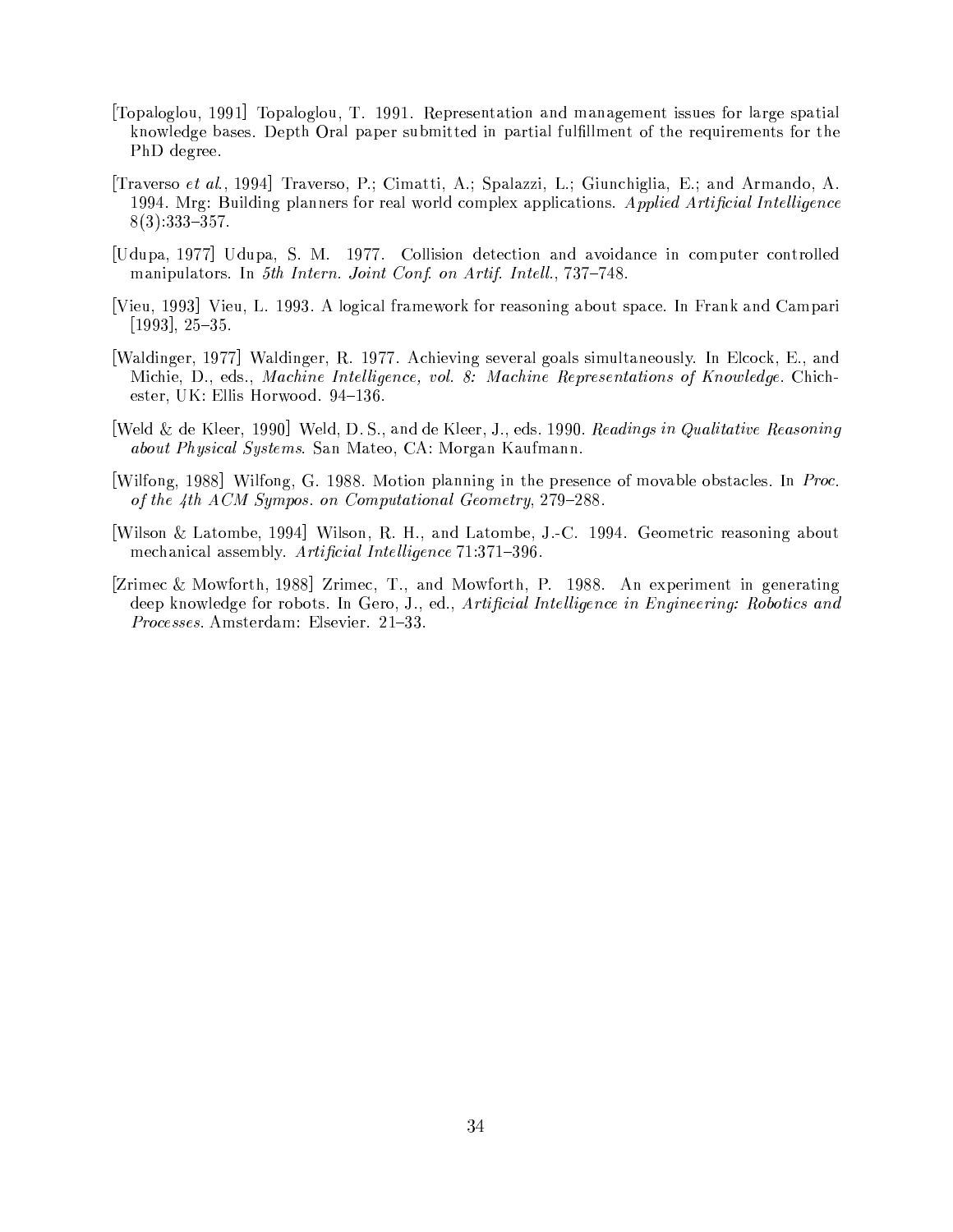[Topaloglou, 1991] Topaloglou, T. 1991. Representation and management issues for large spatial knowledge bases. Depth Oral paper submitted in partial fulfillment of the requirements for the PhD degree.

[Traverso *et al.*, 1994] Traverso, P.; Cimatti, A.; Spalazzi, L.; Giunchiglia, E.; and Armando, A. 1994. Mrg: Building planners for real world complex applications. *Applied Artificial Intelligence* 8(3):333–357.

[Udupa, 1977] Udupa, S. M. 1977. Collision detection and avoidance in computer controlled manipulators. In *5th Intern. Joint Conf. on Artif. Intell.*, 737–748.

[Vieu, 1993] Vieu, L. 1993. A logical framework for reasoning about space. In Frank and Campari [1993], 25–35.

[Waldinger, 1977] Waldinger, R. 1977. Achieving several goals simultaneously. In Elcock, E., and Michie, D., eds., *Machine Intelligence, vol. 8: Machine Representations of Knowledge*. Chichester, UK: Ellis Horwood. 94–136.

[Weld & de Kleer, 1990] Weld, D. S., and de Kleer, J., eds. 1990. *Readings in Qualitative Reasoning about Physical Systems*. San Mateo, CA: Morgan Kaufmann.

[Wilfong, 1988] Wilfong, G. 1988. Motion planning in the presence of movable obstacles. In *Proc. of the 4th ACM Sympos. on Computational Geometry*, 279–288.

[Wilson & Latombe, 1994] Wilson, R. H., and Latombe, J.-C. 1994. Geometric reasoning about mechanical assembly. *Artificial Intelligence* 71:371–396.

[Zrimec & Mowforth, 1988] Zrimec, T., and Mowforth, P. 1988. An experiment in generating deep knowledge for robots. In Gero, J., ed., *Artificial Intelligence in Engineering: Robotics and Processes*. Amsterdam: Elsevier. 21–33.